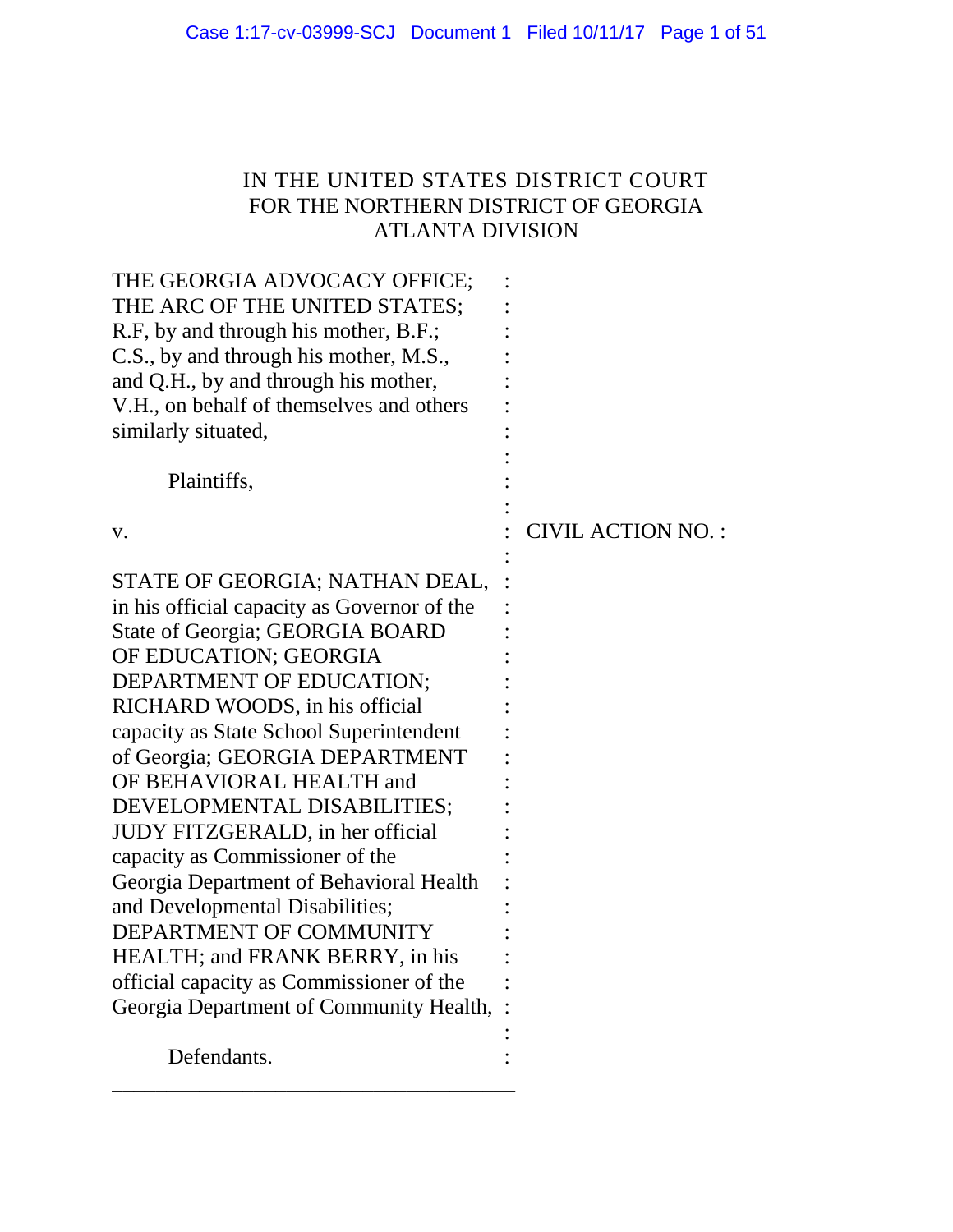IN THE UNITED STATES DISTRICT COURT
FOR THE NORTHERN DISTRICT OF GEORGIA
ATLANTA DIVISION

THE GEORGIA ADVOCACY OFFICE;
THE ARC OF THE UNITED STATES;
R.F, by and through his mother, B.F.;
C.S., by and through his mother, M.S.,
and Q.H., by and through his mother,
V.H., on behalf of themselves and others
similarly situated,

Plaintiffs,

v.

CIVIL ACTION NO. :

STATE OF GEORGIA; NATHAN DEAL,
in his official capacity as Governor of the
State of Georgia; GEORGIA BOARD
OF EDUCATION; GEORGIA
DEPARTMENT OF EDUCATION;
RICHARD WOODS, in his official
capacity as State School Superintendent
of Georgia; GEORGIA DEPARTMENT
OF BEHAVIORAL HEALTH and
DEVELOPMENTAL DISABILITIES;
JUDY FITZGERALD, in her official
capacity as Commissioner of the
Georgia Department of Behavioral Health
and Developmental Disabilities;
DEPARTMENT OF COMMUNITY
HEALTH; and FRANK BERRY, in his
official capacity as Commissioner of the
Georgia Department of Community Health,

Defendants.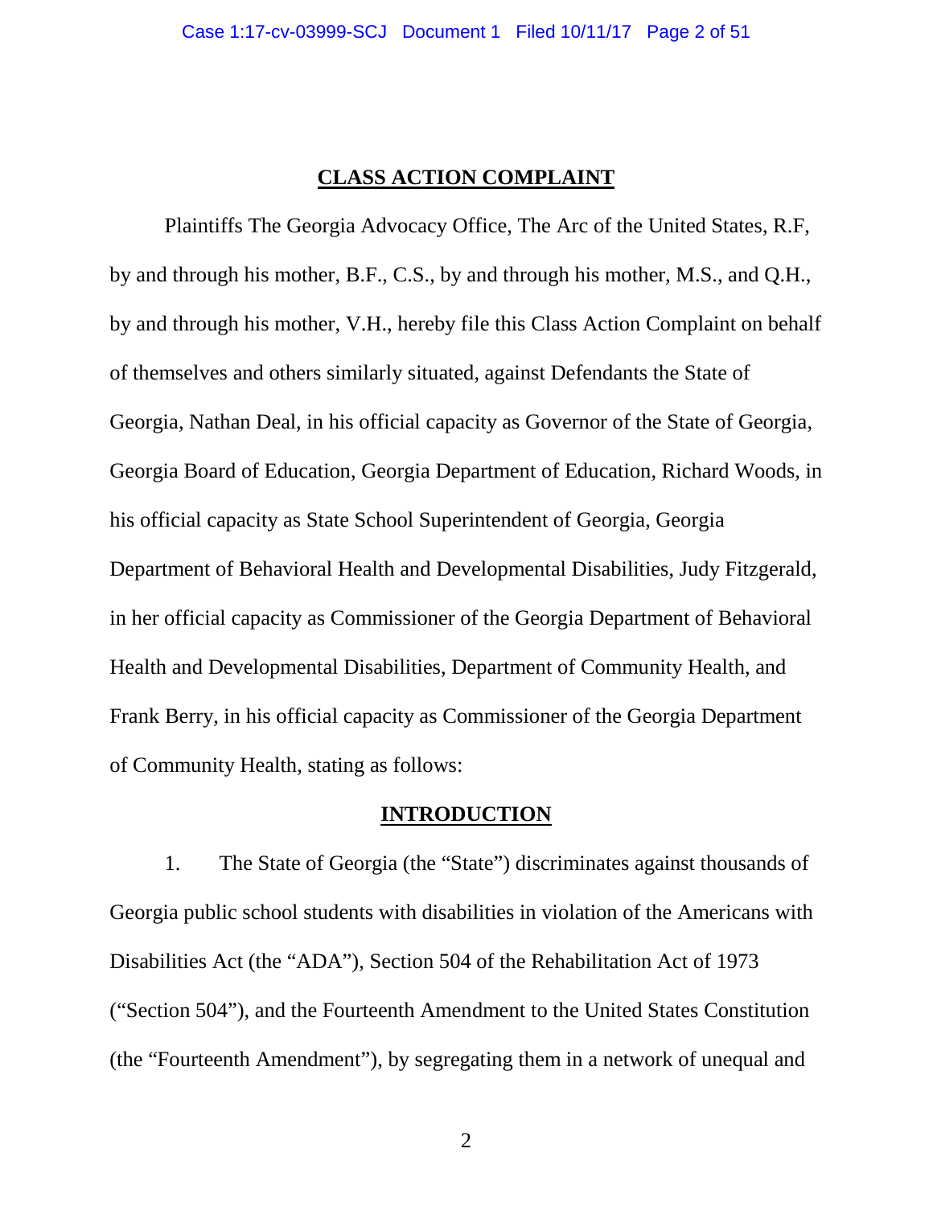## CLASS ACTION COMPLAINT

Plaintiffs The Georgia Advocacy Office, The Arc of the United States, R.F, by and through his mother, B.F., C.S., by and through his mother, M.S., and Q.H., by and through his mother, V.H., hereby file this Class Action Complaint on behalf of themselves and others similarly situated, against Defendants the State of Georgia, Nathan Deal, in his official capacity as Governor of the State of Georgia, Georgia Board of Education, Georgia Department of Education, Richard Woods, in his official capacity as State School Superintendent of Georgia, Georgia Department of Behavioral Health and Developmental Disabilities, Judy Fitzgerald, in her official capacity as Commissioner of the Georgia Department of Behavioral Health and Developmental Disabilities, Department of Community Health, and Frank Berry, in his official capacity as Commissioner of the Georgia Department of Community Health, stating as follows:

## INTRODUCTION

1. The State of Georgia (the "State") discriminates against thousands of Georgia public school students with disabilities in violation of the Americans with Disabilities Act (the "ADA"), Section 504 of the Rehabilitation Act of 1973 ("Section 504"), and the Fourteenth Amendment to the United States Constitution (the "Fourteenth Amendment"), by segregating them in a network of unequal and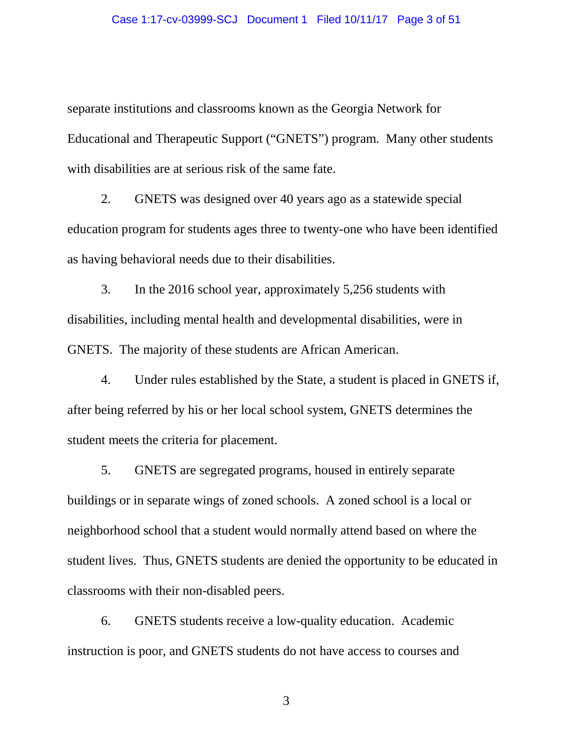separate institutions and classrooms known as the Georgia Network for Educational and Therapeutic Support ("GNETS") program. Many other students with disabilities are at serious risk of the same fate.

2. GNETS was designed over 40 years ago as a statewide special education program for students ages three to twenty-one who have been identified as having behavioral needs due to their disabilities.

3. In the 2016 school year, approximately 5,256 students with disabilities, including mental health and developmental disabilities, were in GNETS. The majority of these students are African American.

4. Under rules established by the State, a student is placed in GNETS if, after being referred by his or her local school system, GNETS determines the student meets the criteria for placement.

5. GNETS are segregated programs, housed in entirely separate buildings or in separate wings of zoned schools. A zoned school is a local or neighborhood school that a student would normally attend based on where the student lives. Thus, GNETS students are denied the opportunity to be educated in classrooms with their non-disabled peers.

6. GNETS students receive a low-quality education. Academic instruction is poor, and GNETS students do not have access to courses and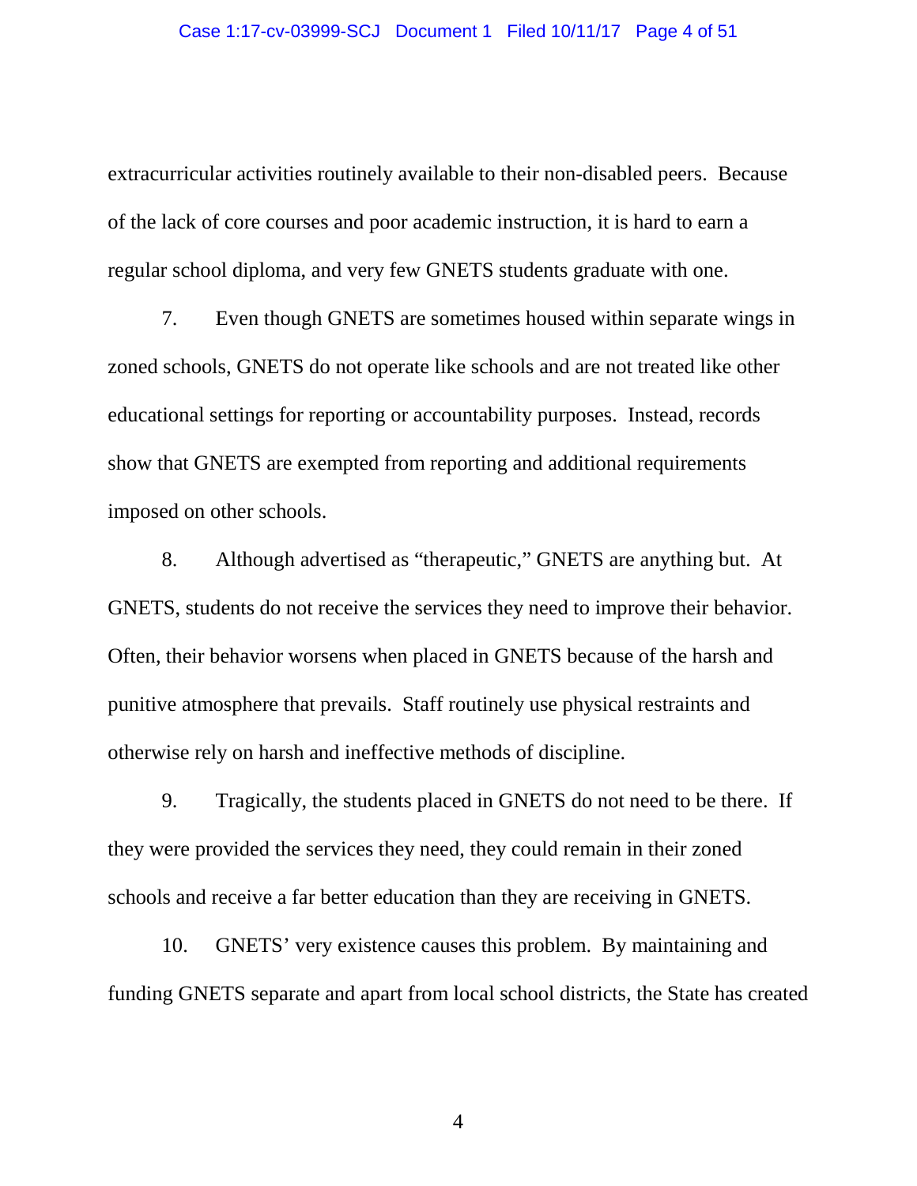extracurricular activities routinely available to their non-disabled peers. Because of the lack of core courses and poor academic instruction, it is hard to earn a regular school diploma, and very few GNETS students graduate with one.

7. Even though GNETS are sometimes housed within separate wings in zoned schools, GNETS do not operate like schools and are not treated like other educational settings for reporting or accountability purposes. Instead, records show that GNETS are exempted from reporting and additional requirements imposed on other schools.

8. Although advertised as "therapeutic," GNETS are anything but. At GNETS, students do not receive the services they need to improve their behavior. Often, their behavior worsens when placed in GNETS because of the harsh and punitive atmosphere that prevails. Staff routinely use physical restraints and otherwise rely on harsh and ineffective methods of discipline.

9. Tragically, the students placed in GNETS do not need to be there. If they were provided the services they need, they could remain in their zoned schools and receive a far better education than they are receiving in GNETS.

10. GNETS' very existence causes this problem. By maintaining and funding GNETS separate and apart from local school districts, the State has created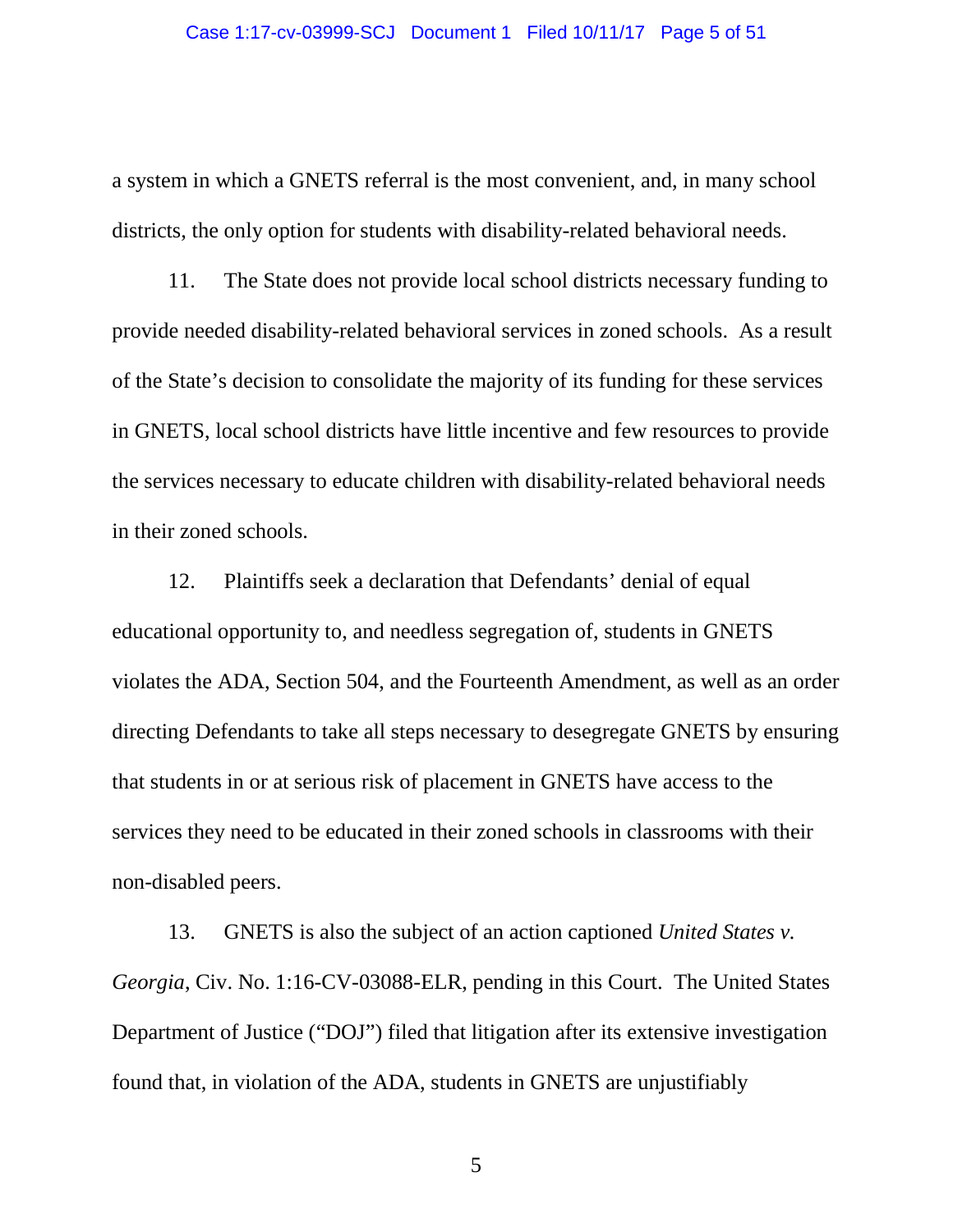a system in which a GNETS referral is the most convenient, and, in many school districts, the only option for students with disability-related behavioral needs.

11. The State does not provide local school districts necessary funding to provide needed disability-related behavioral services in zoned schools. As a result of the State's decision to consolidate the majority of its funding for these services in GNETS, local school districts have little incentive and few resources to provide the services necessary to educate children with disability-related behavioral needs in their zoned schools.

12. Plaintiffs seek a declaration that Defendants' denial of equal educational opportunity to, and needless segregation of, students in GNETS violates the ADA, Section 504, and the Fourteenth Amendment, as well as an order directing Defendants to take all steps necessary to desegregate GNETS by ensuring that students in or at serious risk of placement in GNETS have access to the services they need to be educated in their zoned schools in classrooms with their non-disabled peers.

13. GNETS is also the subject of an action captioned *United States v. Georgia*, Civ. No. 1:16-CV-03088-ELR, pending in this Court. The United States Department of Justice ("DOJ") filed that litigation after its extensive investigation found that, in violation of the ADA, students in GNETS are unjustifiably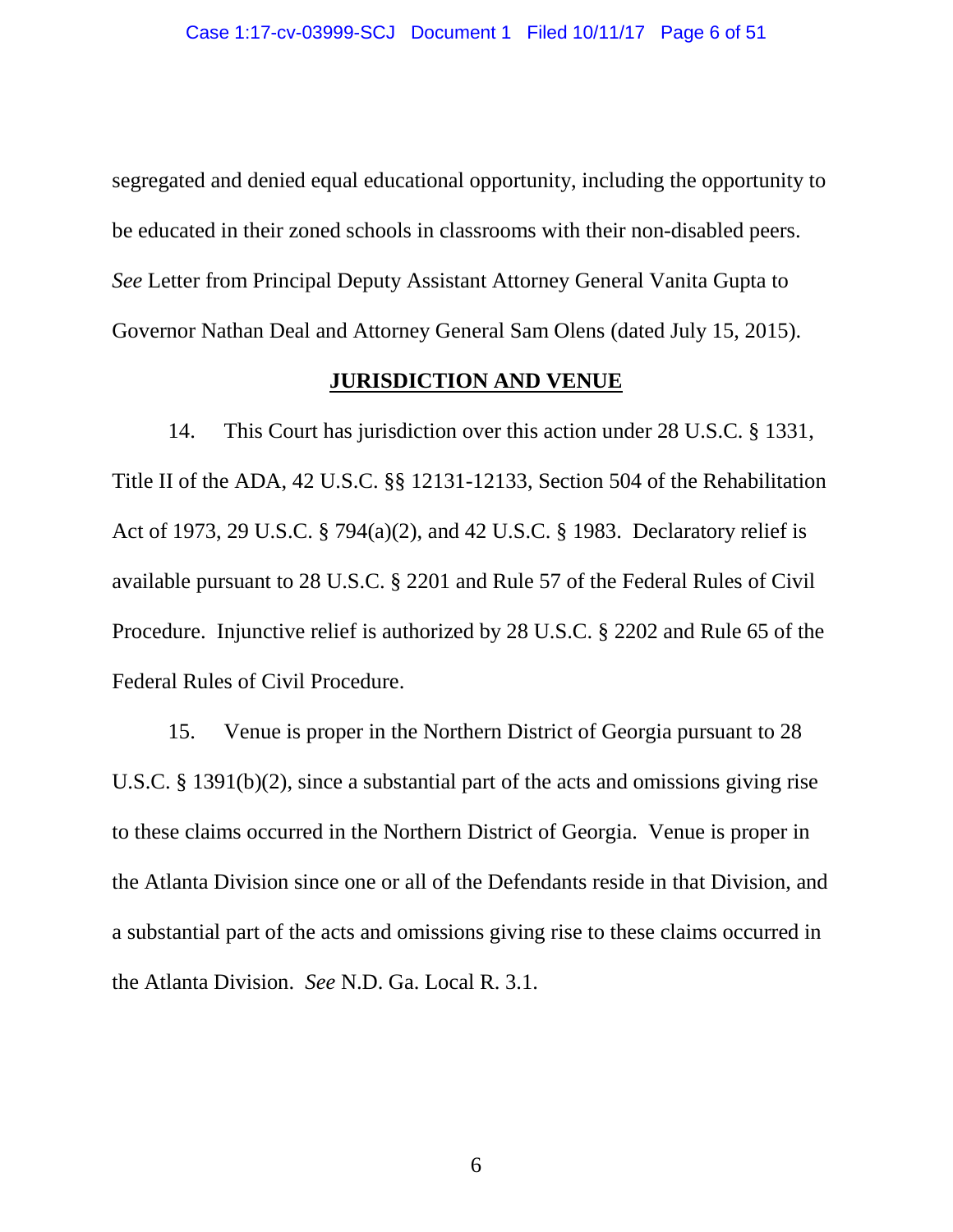segregated and denied equal educational opportunity, including the opportunity to be educated in their zoned schools in classrooms with their non-disabled peers. *See* Letter from Principal Deputy Assistant Attorney General Vanita Gupta to Governor Nathan Deal and Attorney General Sam Olens (dated July 15, 2015).

## JURISDICTION AND VENUE

14. This Court has jurisdiction over this action under 28 U.S.C. § 1331, Title II of the ADA, 42 U.S.C. §§ 12131-12133, Section 504 of the Rehabilitation Act of 1973, 29 U.S.C. § 794(a)(2), and 42 U.S.C. § 1983. Declaratory relief is available pursuant to 28 U.S.C. § 2201 and Rule 57 of the Federal Rules of Civil Procedure. Injunctive relief is authorized by 28 U.S.C. § 2202 and Rule 65 of the Federal Rules of Civil Procedure.

15. Venue is proper in the Northern District of Georgia pursuant to 28 U.S.C. § 1391(b)(2), since a substantial part of the acts and omissions giving rise to these claims occurred in the Northern District of Georgia. Venue is proper in the Atlanta Division since one or all of the Defendants reside in that Division, and a substantial part of the acts and omissions giving rise to these claims occurred in the Atlanta Division. *See* N.D. Ga. Local R. 3.1.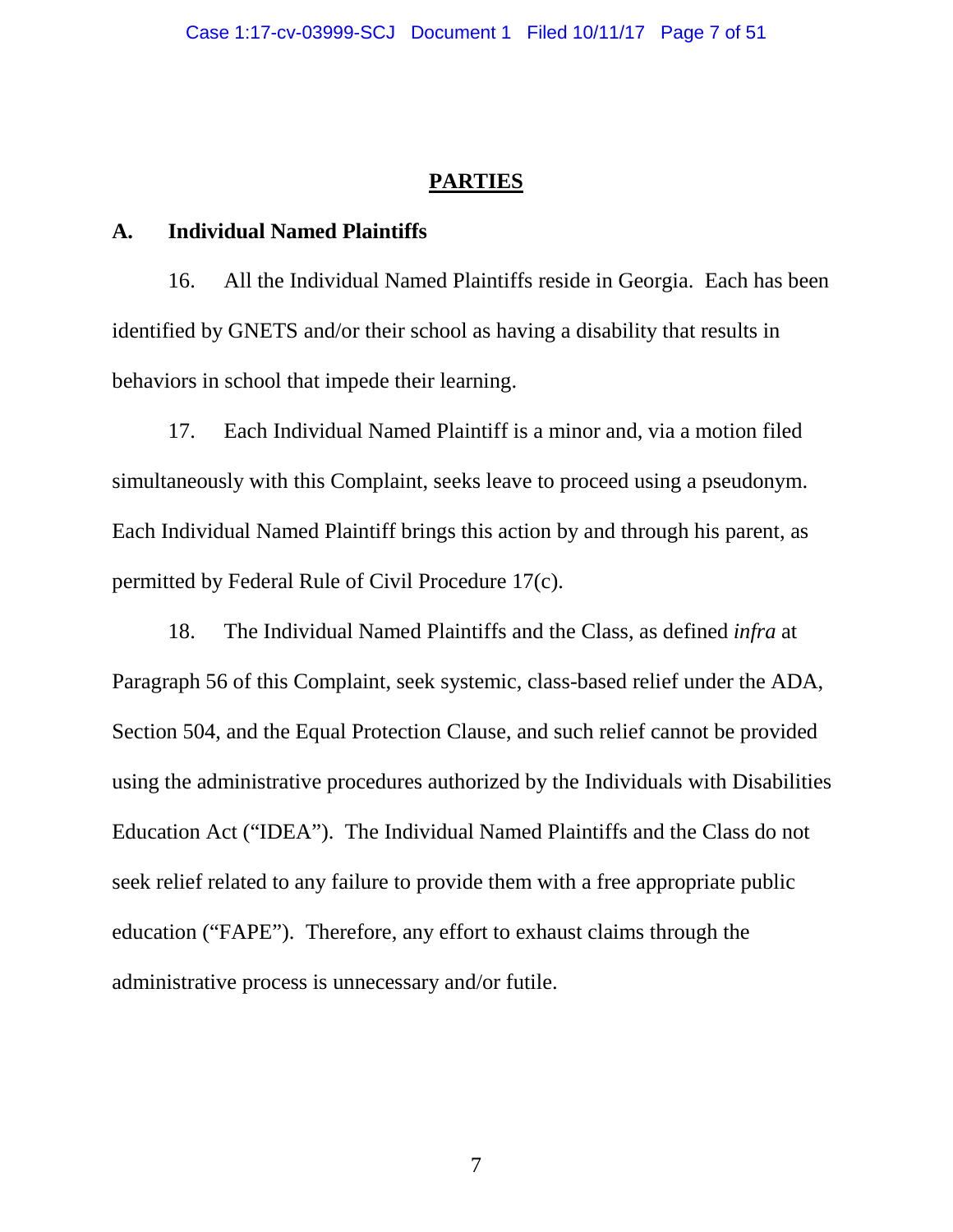## PARTIES

### A. Individual Named Plaintiffs

16. All the Individual Named Plaintiffs reside in Georgia. Each has been identified by GNETS and/or their school as having a disability that results in behaviors in school that impede their learning.

17. Each Individual Named Plaintiff is a minor and, via a motion filed simultaneously with this Complaint, seeks leave to proceed using a pseudonym. Each Individual Named Plaintiff brings this action by and through his parent, as permitted by Federal Rule of Civil Procedure 17(c).

18. The Individual Named Plaintiffs and the Class, as defined *infra* at Paragraph 56 of this Complaint, seek systemic, class-based relief under the ADA, Section 504, and the Equal Protection Clause, and such relief cannot be provided using the administrative procedures authorized by the Individuals with Disabilities Education Act ("IDEA"). The Individual Named Plaintiffs and the Class do not seek relief related to any failure to provide them with a free appropriate public education ("FAPE"). Therefore, any effort to exhaust claims through the administrative process is unnecessary and/or futile.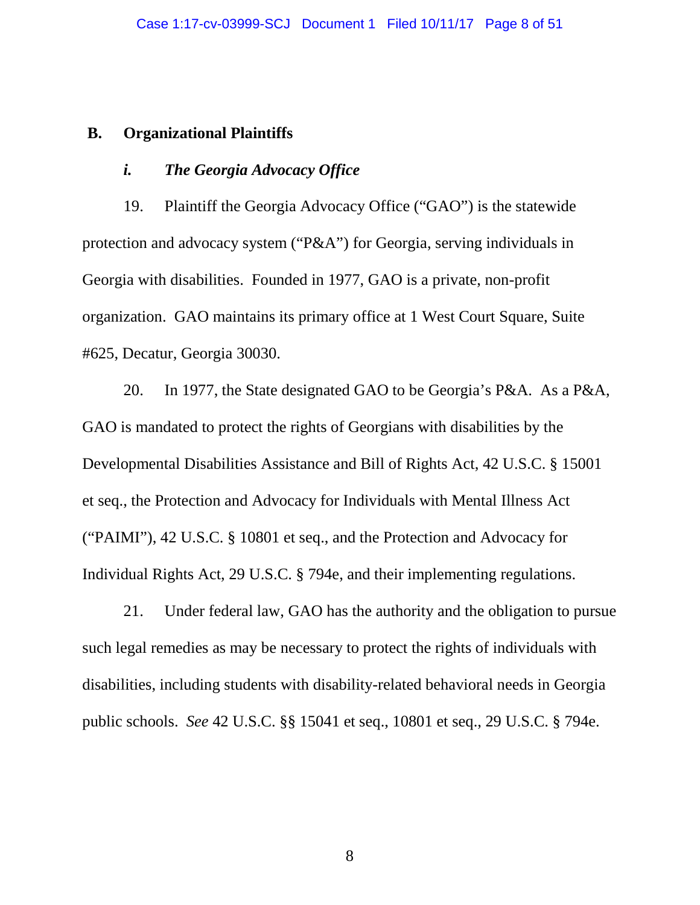## B. Organizational Plaintiffs

### *i. The Georgia Advocacy Office*

19. Plaintiff the Georgia Advocacy Office ("GAO") is the statewide protection and advocacy system ("P&A") for Georgia, serving individuals in Georgia with disabilities. Founded in 1977, GAO is a private, non-profit organization. GAO maintains its primary office at 1 West Court Square, Suite #625, Decatur, Georgia 30030.

20. In 1977, the State designated GAO to be Georgia's P&A. As a P&A, GAO is mandated to protect the rights of Georgians with disabilities by the Developmental Disabilities Assistance and Bill of Rights Act, 42 U.S.C. § 15001 et seq., the Protection and Advocacy for Individuals with Mental Illness Act ("PAIMI"), 42 U.S.C. § 10801 et seq., and the Protection and Advocacy for Individual Rights Act, 29 U.S.C. § 794e, and their implementing regulations.

21. Under federal law, GAO has the authority and the obligation to pursue such legal remedies as may be necessary to protect the rights of individuals with disabilities, including students with disability-related behavioral needs in Georgia public schools. *See* 42 U.S.C. §§ 15041 et seq., 10801 et seq., 29 U.S.C. § 794e.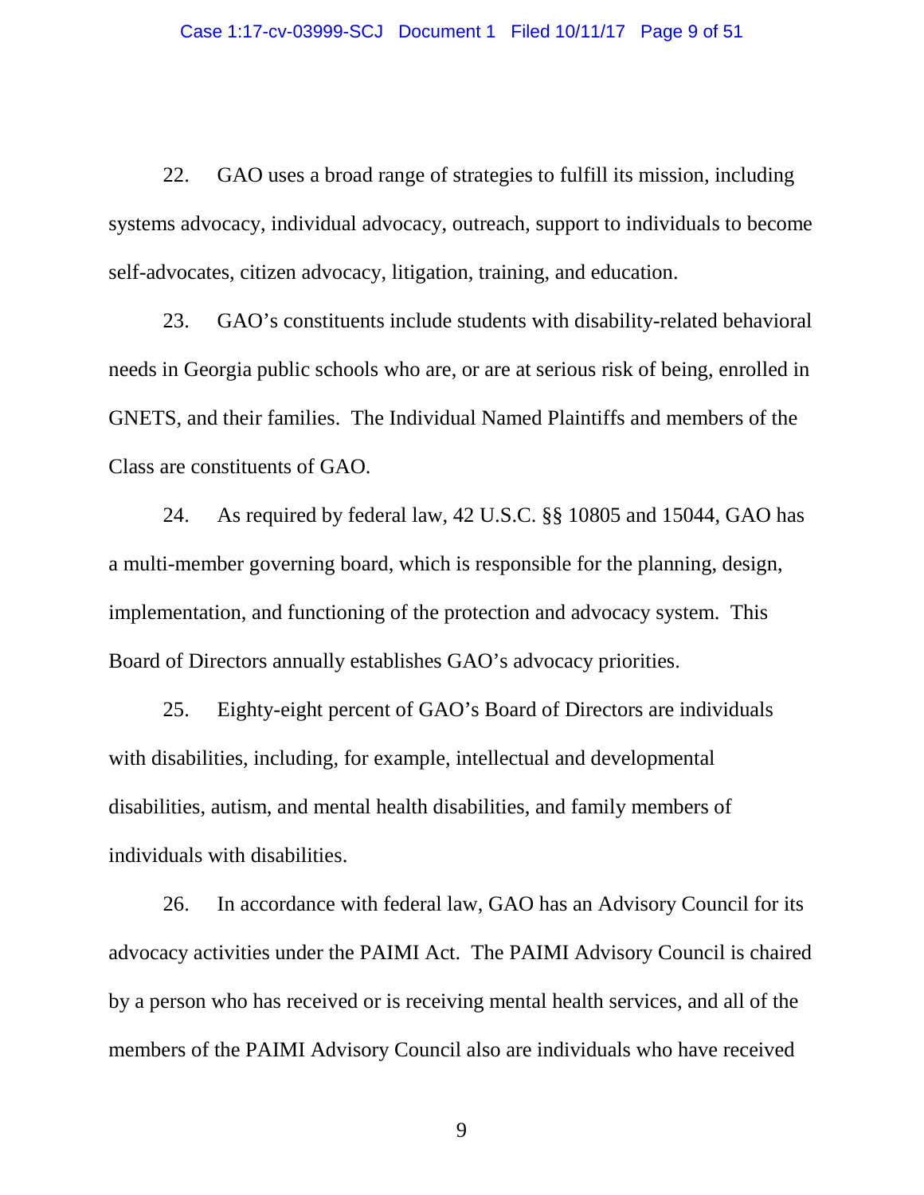22. GAO uses a broad range of strategies to fulfill its mission, including systems advocacy, individual advocacy, outreach, support to individuals to become self-advocates, citizen advocacy, litigation, training, and education.

23. GAO's constituents include students with disability-related behavioral needs in Georgia public schools who are, or are at serious risk of being, enrolled in GNETS, and their families. The Individual Named Plaintiffs and members of the Class are constituents of GAO.

24. As required by federal law, 42 U.S.C. §§ 10805 and 15044, GAO has a multi-member governing board, which is responsible for the planning, design, implementation, and functioning of the protection and advocacy system. This Board of Directors annually establishes GAO's advocacy priorities.

25. Eighty-eight percent of GAO's Board of Directors are individuals with disabilities, including, for example, intellectual and developmental disabilities, autism, and mental health disabilities, and family members of individuals with disabilities.

26. In accordance with federal law, GAO has an Advisory Council for its advocacy activities under the PAIMI Act. The PAIMI Advisory Council is chaired by a person who has received or is receiving mental health services, and all of the members of the PAIMI Advisory Council also are individuals who have received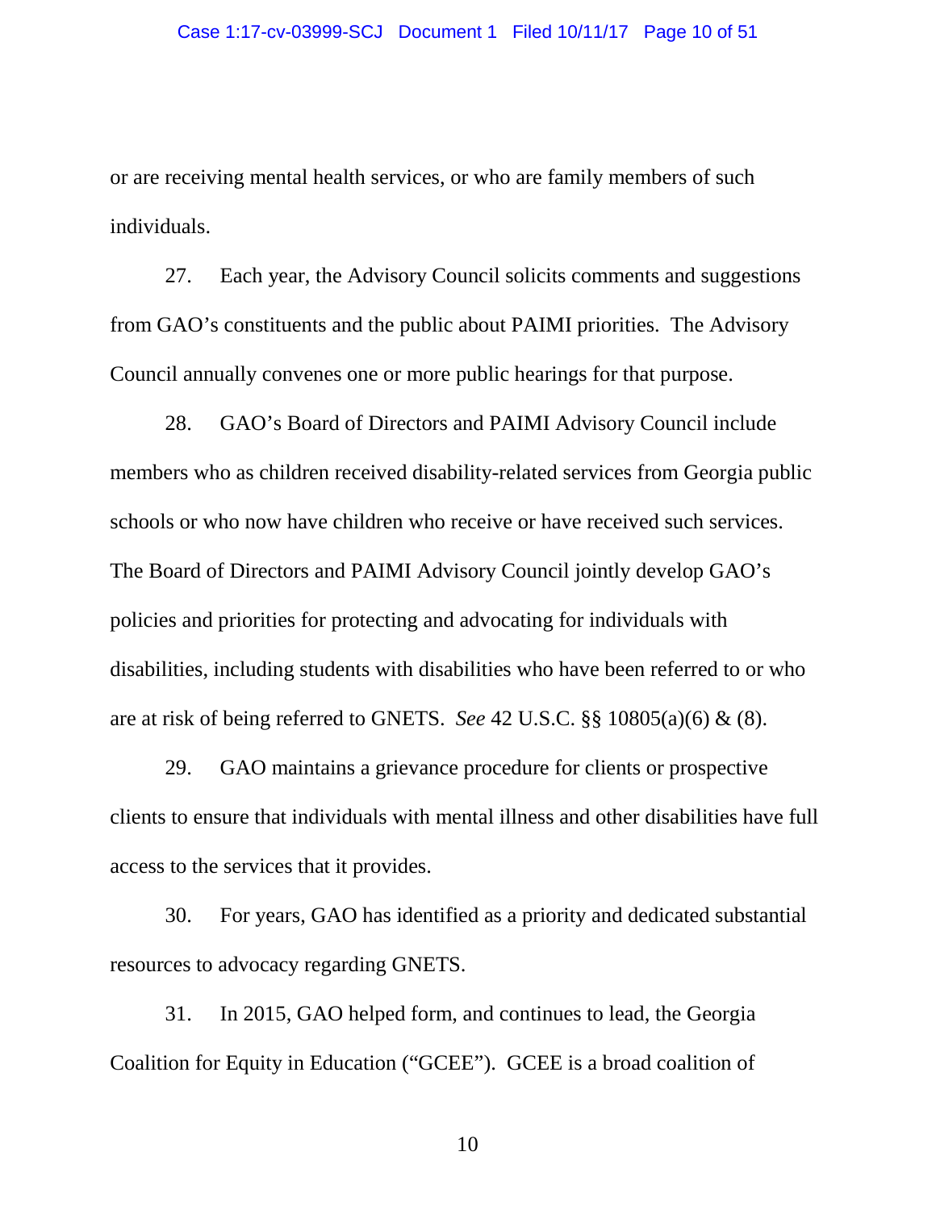or are receiving mental health services, or who are family members of such individuals.

27. Each year, the Advisory Council solicits comments and suggestions from GAO's constituents and the public about PAIMI priorities. The Advisory Council annually convenes one or more public hearings for that purpose.

28. GAO's Board of Directors and PAIMI Advisory Council include members who as children received disability-related services from Georgia public schools or who now have children who receive or have received such services. The Board of Directors and PAIMI Advisory Council jointly develop GAO's policies and priorities for protecting and advocating for individuals with disabilities, including students with disabilities who have been referred to or who are at risk of being referred to GNETS. *See* 42 U.S.C. §§ 10805(a)(6) & (8).

29. GAO maintains a grievance procedure for clients or prospective clients to ensure that individuals with mental illness and other disabilities have full access to the services that it provides.

30. For years, GAO has identified as a priority and dedicated substantial resources to advocacy regarding GNETS.

31. In 2015, GAO helped form, and continues to lead, the Georgia Coalition for Equity in Education ("GCEE"). GCEE is a broad coalition of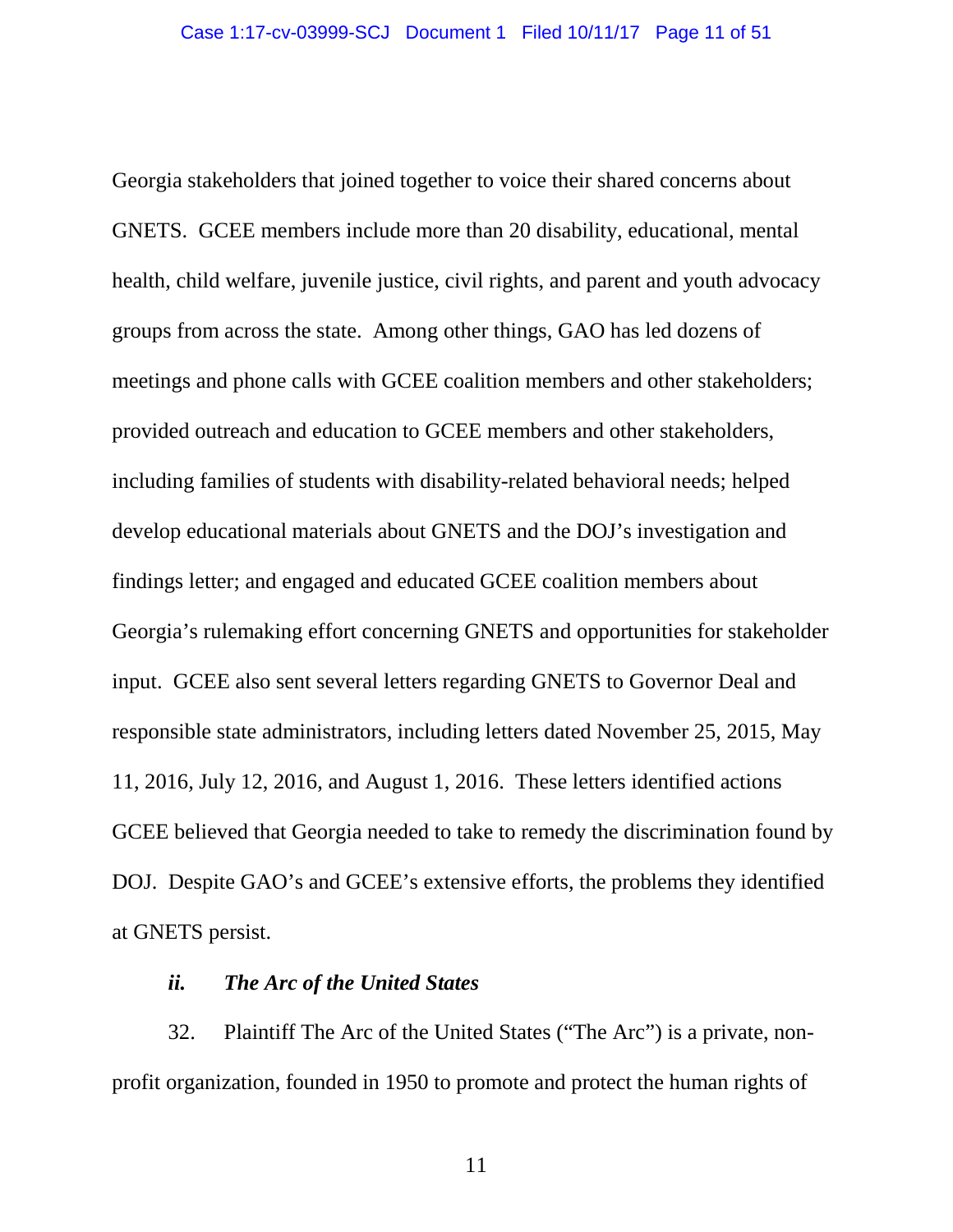Georgia stakeholders that joined together to voice their shared concerns about GNETS. GCEE members include more than 20 disability, educational, mental health, child welfare, juvenile justice, civil rights, and parent and youth advocacy groups from across the state. Among other things, GAO has led dozens of meetings and phone calls with GCEE coalition members and other stakeholders; provided outreach and education to GCEE members and other stakeholders, including families of students with disability-related behavioral needs; helped develop educational materials about GNETS and the DOJ's investigation and findings letter; and engaged and educated GCEE coalition members about Georgia's rulemaking effort concerning GNETS and opportunities for stakeholder input. GCEE also sent several letters regarding GNETS to Governor Deal and responsible state administrators, including letters dated November 25, 2015, May 11, 2016, July 12, 2016, and August 1, 2016. These letters identified actions GCEE believed that Georgia needed to take to remedy the discrimination found by DOJ. Despite GAO's and GCEE's extensive efforts, the problems they identified at GNETS persist.

***ii. The Arc of the United States***

32. Plaintiff The Arc of the United States ("The Arc") is a private, non-profit organization, founded in 1950 to promote and protect the human rights of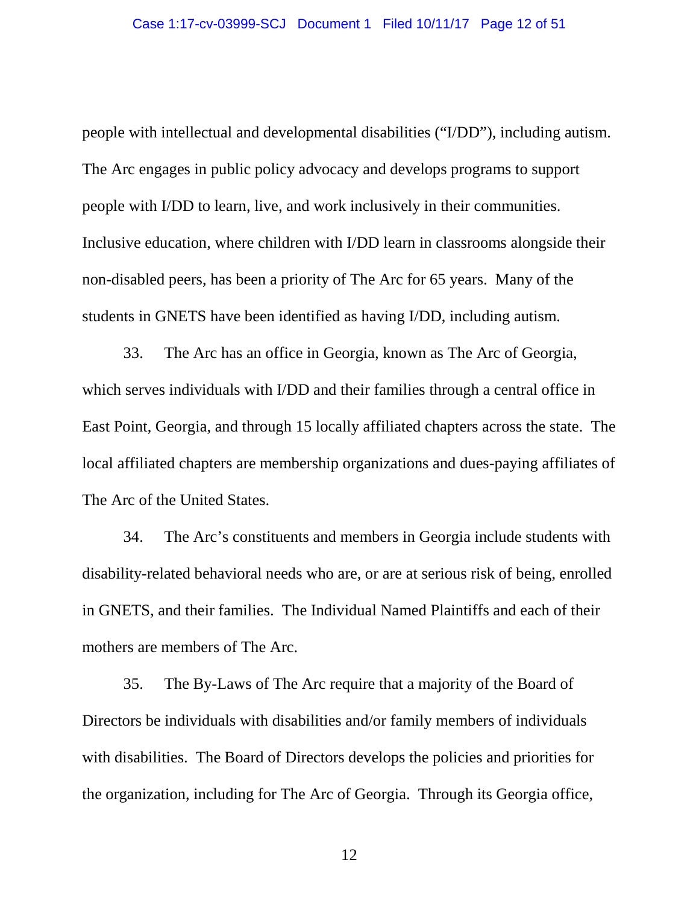people with intellectual and developmental disabilities ("I/DD"), including autism. The Arc engages in public policy advocacy and develops programs to support people with I/DD to learn, live, and work inclusively in their communities. Inclusive education, where children with I/DD learn in classrooms alongside their non-disabled peers, has been a priority of The Arc for 65 years. Many of the students in GNETS have been identified as having I/DD, including autism.

33. The Arc has an office in Georgia, known as The Arc of Georgia, which serves individuals with I/DD and their families through a central office in East Point, Georgia, and through 15 locally affiliated chapters across the state. The local affiliated chapters are membership organizations and dues-paying affiliates of The Arc of the United States.

34. The Arc's constituents and members in Georgia include students with disability-related behavioral needs who are, or are at serious risk of being, enrolled in GNETS, and their families. The Individual Named Plaintiffs and each of their mothers are members of The Arc.

35. The By-Laws of The Arc require that a majority of the Board of Directors be individuals with disabilities and/or family members of individuals with disabilities. The Board of Directors develops the policies and priorities for the organization, including for The Arc of Georgia. Through its Georgia office,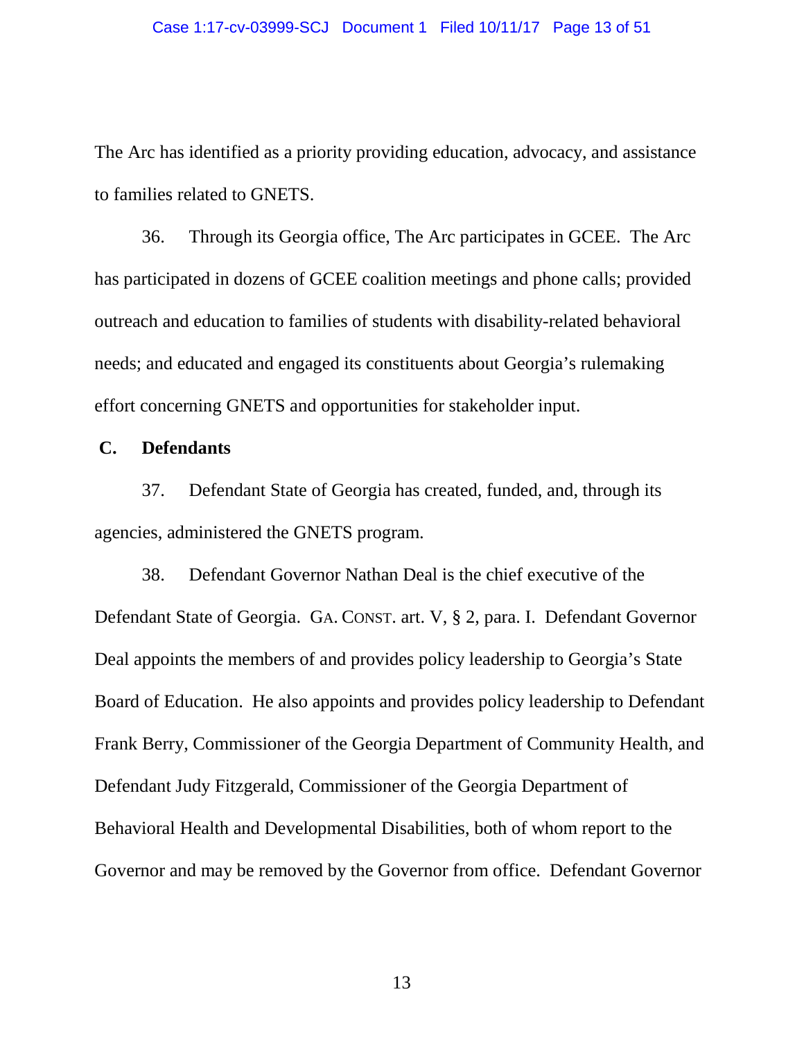The Arc has identified as a priority providing education, advocacy, and assistance to families related to GNETS.

36. Through its Georgia office, The Arc participates in GCEE. The Arc has participated in dozens of GCEE coalition meetings and phone calls; provided outreach and education to families of students with disability-related behavioral needs; and educated and engaged its constituents about Georgia's rulemaking effort concerning GNETS and opportunities for stakeholder input.

**C. Defendants**

37. Defendant State of Georgia has created, funded, and, through its agencies, administered the GNETS program.

38. Defendant Governor Nathan Deal is the chief executive of the Defendant State of Georgia. GA. CONST. art. V, § 2, para. I. Defendant Governor Deal appoints the members of and provides policy leadership to Georgia's State Board of Education. He also appoints and provides policy leadership to Defendant Frank Berry, Commissioner of the Georgia Department of Community Health, and Defendant Judy Fitzgerald, Commissioner of the Georgia Department of Behavioral Health and Developmental Disabilities, both of whom report to the Governor and may be removed by the Governor from office. Defendant Governor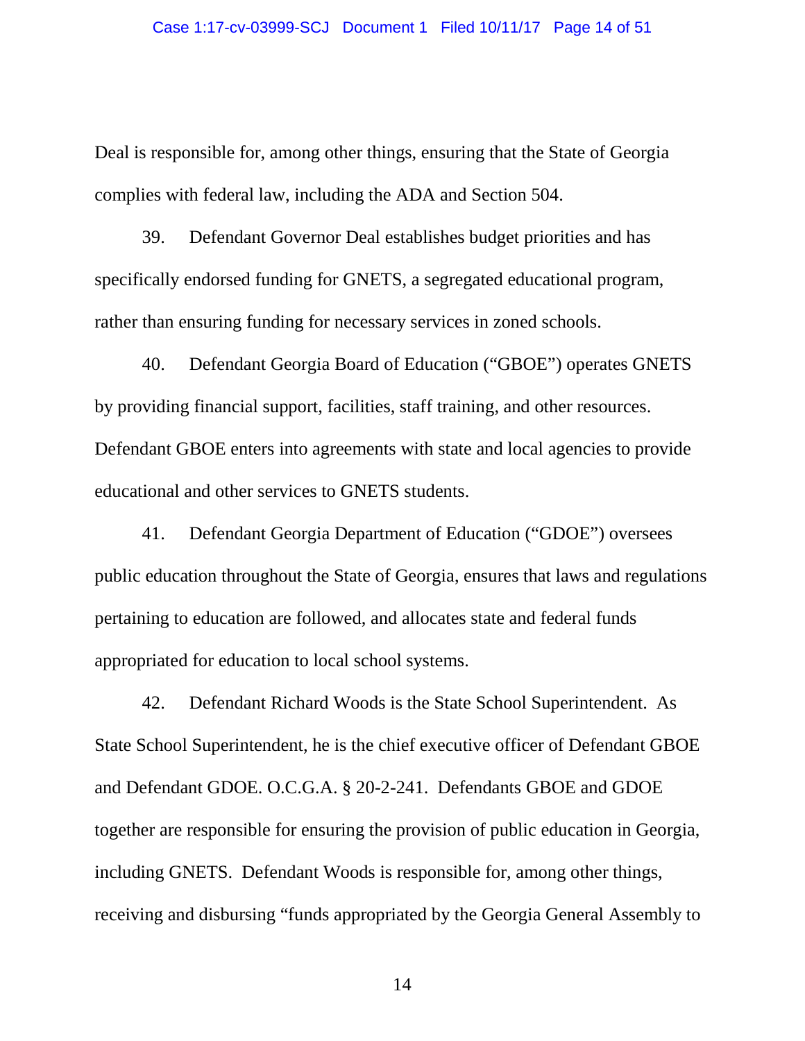Deal is responsible for, among other things, ensuring that the State of Georgia complies with federal law, including the ADA and Section 504.

39. Defendant Governor Deal establishes budget priorities and has specifically endorsed funding for GNETS, a segregated educational program, rather than ensuring funding for necessary services in zoned schools.

40. Defendant Georgia Board of Education ("GBOE") operates GNETS by providing financial support, facilities, staff training, and other resources. Defendant GBOE enters into agreements with state and local agencies to provide educational and other services to GNETS students.

41. Defendant Georgia Department of Education ("GDOE") oversees public education throughout the State of Georgia, ensures that laws and regulations pertaining to education are followed, and allocates state and federal funds appropriated for education to local school systems.

42. Defendant Richard Woods is the State School Superintendent. As State School Superintendent, he is the chief executive officer of Defendant GBOE and Defendant GDOE. O.C.G.A. § 20-2-241. Defendants GBOE and GDOE together are responsible for ensuring the provision of public education in Georgia, including GNETS. Defendant Woods is responsible for, among other things, receiving and disbursing "funds appropriated by the Georgia General Assembly to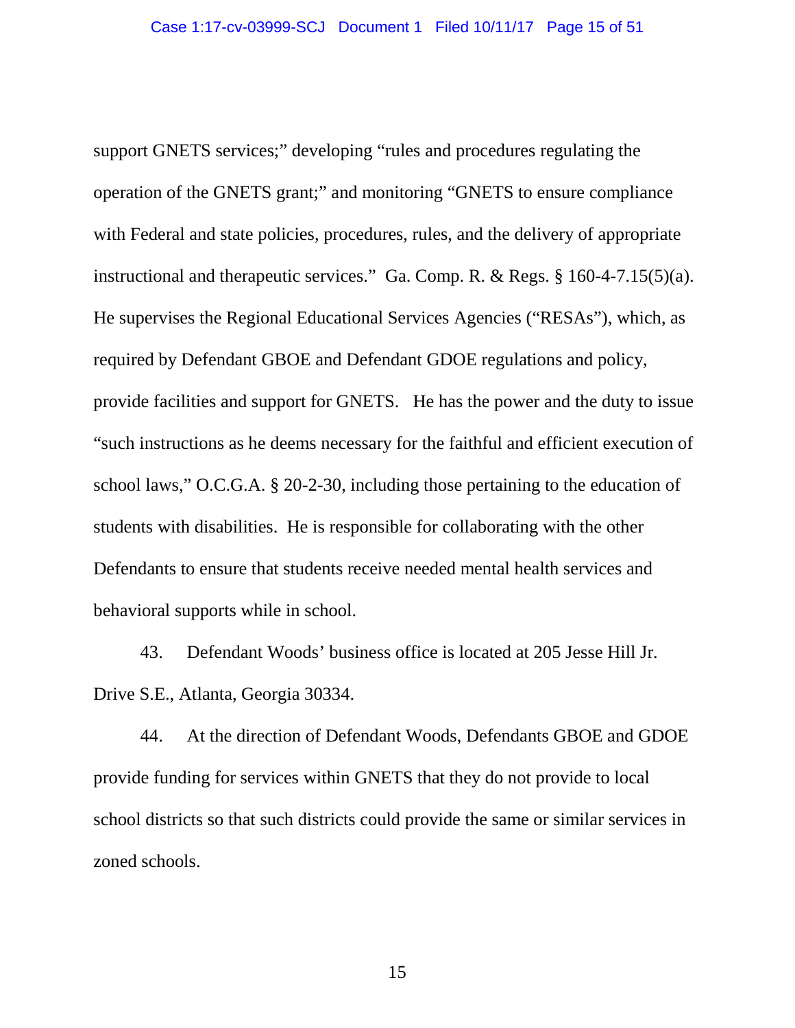support GNETS services;" developing "rules and procedures regulating the operation of the GNETS grant;" and monitoring "GNETS to ensure compliance with Federal and state policies, procedures, rules, and the delivery of appropriate instructional and therapeutic services." Ga. Comp. R. & Regs. § 160-4-7.15(5)(a). He supervises the Regional Educational Services Agencies ("RESAs"), which, as required by Defendant GBOE and Defendant GDOE regulations and policy, provide facilities and support for GNETS. He has the power and the duty to issue "such instructions as he deems necessary for the faithful and efficient execution of school laws," O.C.G.A. § 20-2-30, including those pertaining to the education of students with disabilities. He is responsible for collaborating with the other Defendants to ensure that students receive needed mental health services and behavioral supports while in school.

43. Defendant Woods' business office is located at 205 Jesse Hill Jr. Drive S.E., Atlanta, Georgia 30334.

44. At the direction of Defendant Woods, Defendants GBOE and GDOE provide funding for services within GNETS that they do not provide to local school districts so that such districts could provide the same or similar services in zoned schools.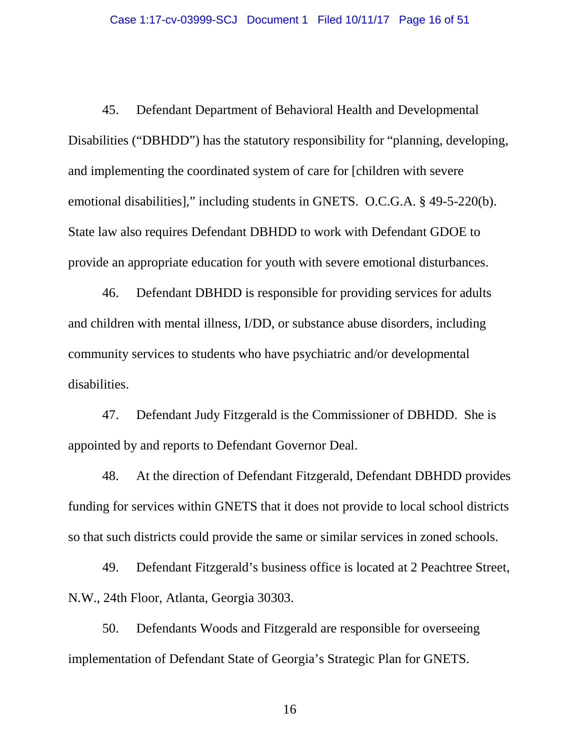45. Defendant Department of Behavioral Health and Developmental Disabilities ("DBHDD") has the statutory responsibility for "planning, developing, and implementing the coordinated system of care for [children with severe emotional disabilities]," including students in GNETS. O.C.G.A. § 49-5-220(b). State law also requires Defendant DBHDD to work with Defendant GDOE to provide an appropriate education for youth with severe emotional disturbances.

46. Defendant DBHDD is responsible for providing services for adults and children with mental illness, I/DD, or substance abuse disorders, including community services to students who have psychiatric and/or developmental disabilities.

47. Defendant Judy Fitzgerald is the Commissioner of DBHDD. She is appointed by and reports to Defendant Governor Deal.

48. At the direction of Defendant Fitzgerald, Defendant DBHDD provides funding for services within GNETS that it does not provide to local school districts so that such districts could provide the same or similar services in zoned schools.

49. Defendant Fitzgerald's business office is located at 2 Peachtree Street, N.W., 24th Floor, Atlanta, Georgia 30303.

50. Defendants Woods and Fitzgerald are responsible for overseeing implementation of Defendant State of Georgia's Strategic Plan for GNETS.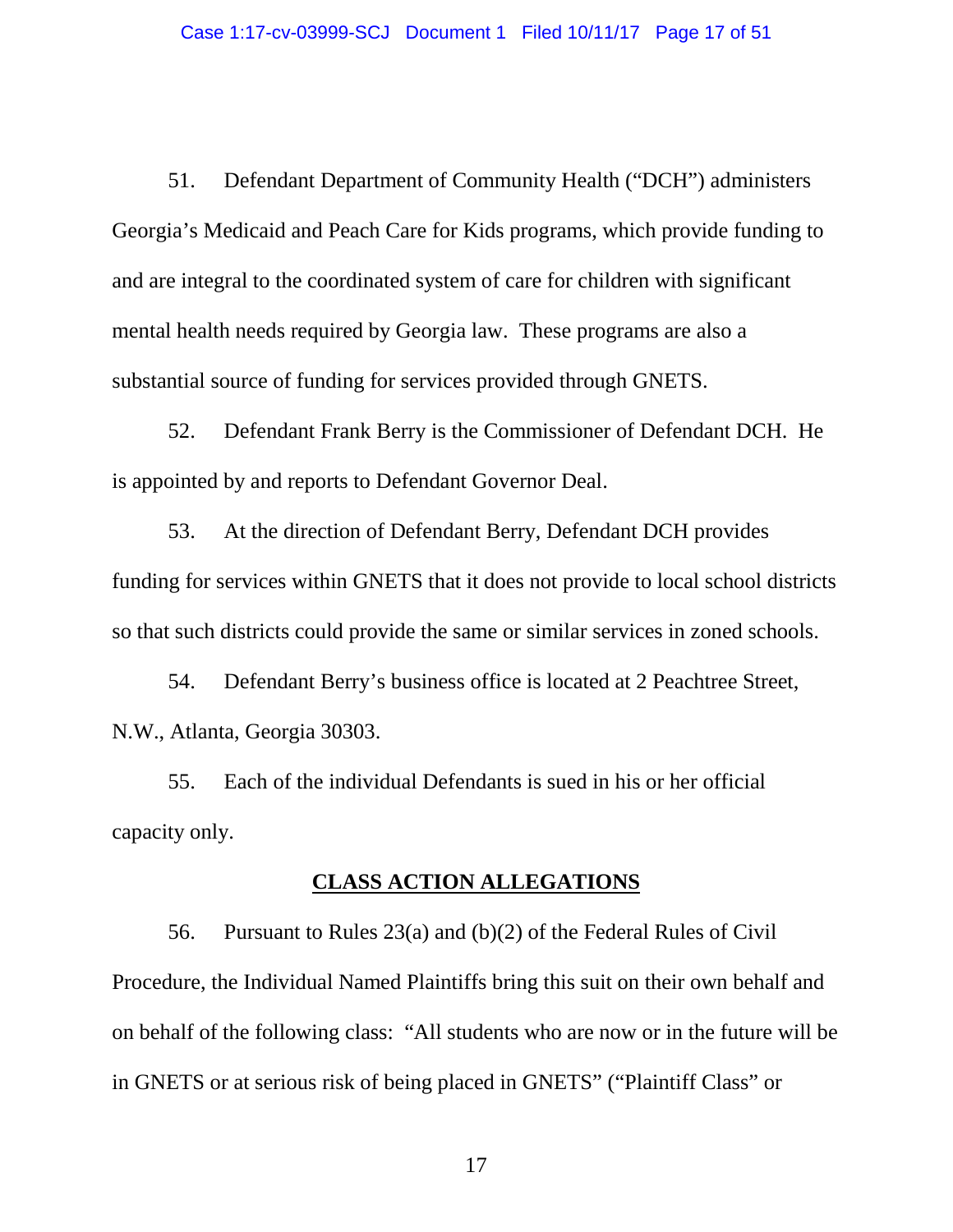51. Defendant Department of Community Health ("DCH") administers Georgia's Medicaid and Peach Care for Kids programs, which provide funding to and are integral to the coordinated system of care for children with significant mental health needs required by Georgia law. These programs are also a substantial source of funding for services provided through GNETS.

52. Defendant Frank Berry is the Commissioner of Defendant DCH. He is appointed by and reports to Defendant Governor Deal.

53. At the direction of Defendant Berry, Defendant DCH provides funding for services within GNETS that it does not provide to local school districts so that such districts could provide the same or similar services in zoned schools.

54. Defendant Berry's business office is located at 2 Peachtree Street, N.W., Atlanta, Georgia 30303.

55. Each of the individual Defendants is sued in his or her official capacity only.

## CLASS ACTION ALLEGATIONS

56. Pursuant to Rules 23(a) and (b)(2) of the Federal Rules of Civil Procedure, the Individual Named Plaintiffs bring this suit on their own behalf and on behalf of the following class: "All students who are now or in the future will be in GNETS or at serious risk of being placed in GNETS" ("Plaintiff Class" or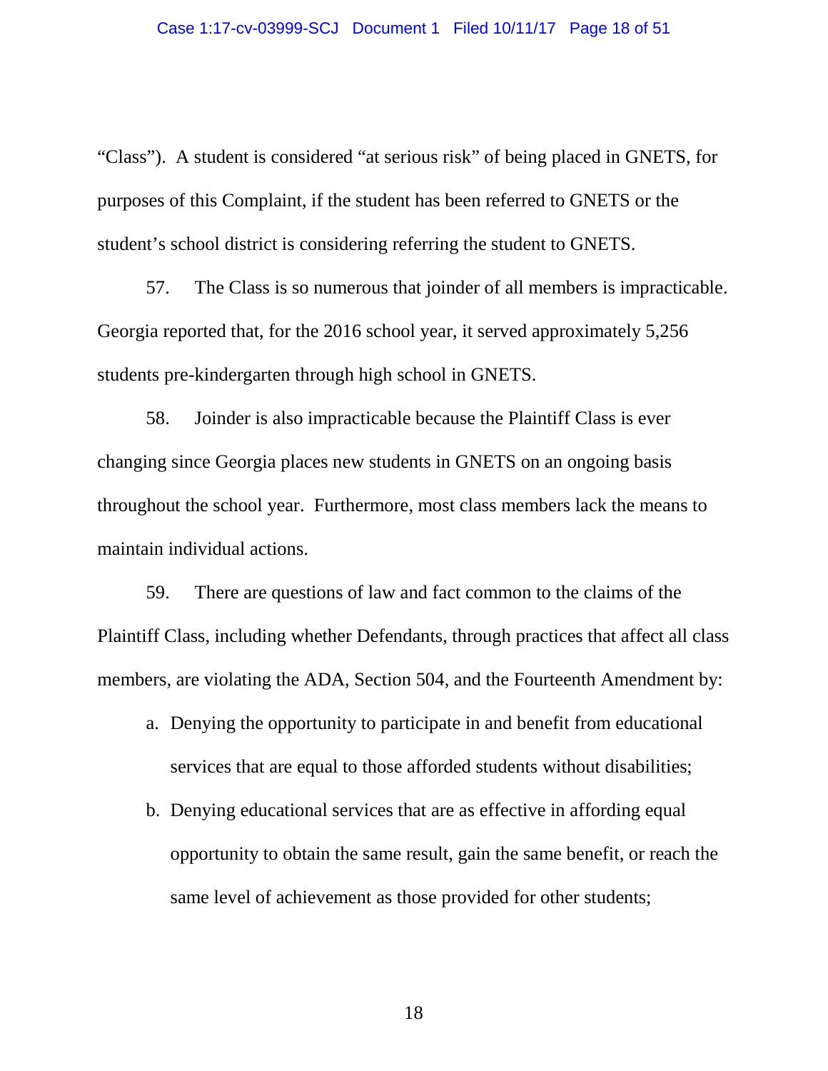"Class"). A student is considered "at serious risk" of being placed in GNETS, for purposes of this Complaint, if the student has been referred to GNETS or the student's school district is considering referring the student to GNETS.

57. The Class is so numerous that joinder of all members is impracticable. Georgia reported that, for the 2016 school year, it served approximately 5,256 students pre-kindergarten through high school in GNETS.

58. Joinder is also impracticable because the Plaintiff Class is ever changing since Georgia places new students in GNETS on an ongoing basis throughout the school year. Furthermore, most class members lack the means to maintain individual actions.

59. There are questions of law and fact common to the claims of the Plaintiff Class, including whether Defendants, through practices that affect all class members, are violating the ADA, Section 504, and the Fourteenth Amendment by:

a. Denying the opportunity to participate in and benefit from educational services that are equal to those afforded students without disabilities;

b. Denying educational services that are as effective in affording equal opportunity to obtain the same result, gain the same benefit, or reach the same level of achievement as those provided for other students;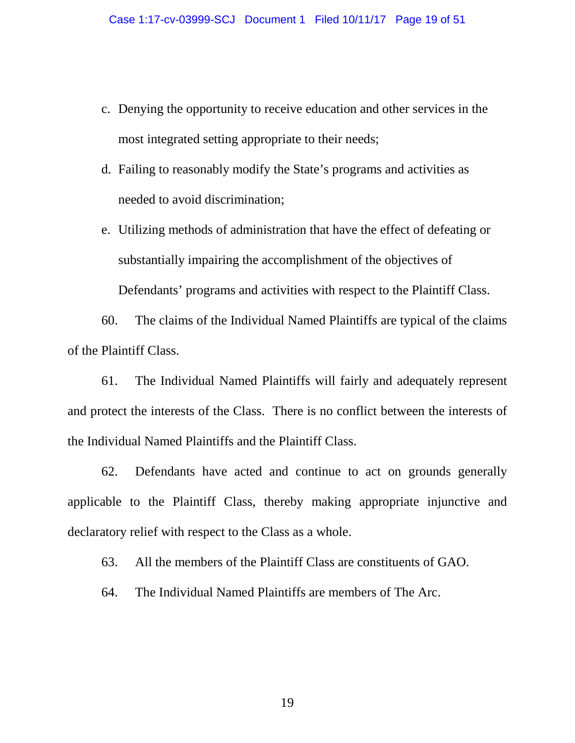c. Denying the opportunity to receive education and other services in the most integrated setting appropriate to their needs;

d. Failing to reasonably modify the State's programs and activities as needed to avoid discrimination;

e. Utilizing methods of administration that have the effect of defeating or substantially impairing the accomplishment of the objectives of Defendants' programs and activities with respect to the Plaintiff Class.

60. The claims of the Individual Named Plaintiffs are typical of the claims of the Plaintiff Class.

61. The Individual Named Plaintiffs will fairly and adequately represent and protect the interests of the Class. There is no conflict between the interests of the Individual Named Plaintiffs and the Plaintiff Class.

62. Defendants have acted and continue to act on grounds generally applicable to the Plaintiff Class, thereby making appropriate injunctive and declaratory relief with respect to the Class as a whole.

63. All the members of the Plaintiff Class are constituents of GAO.

64. The Individual Named Plaintiffs are members of The Arc.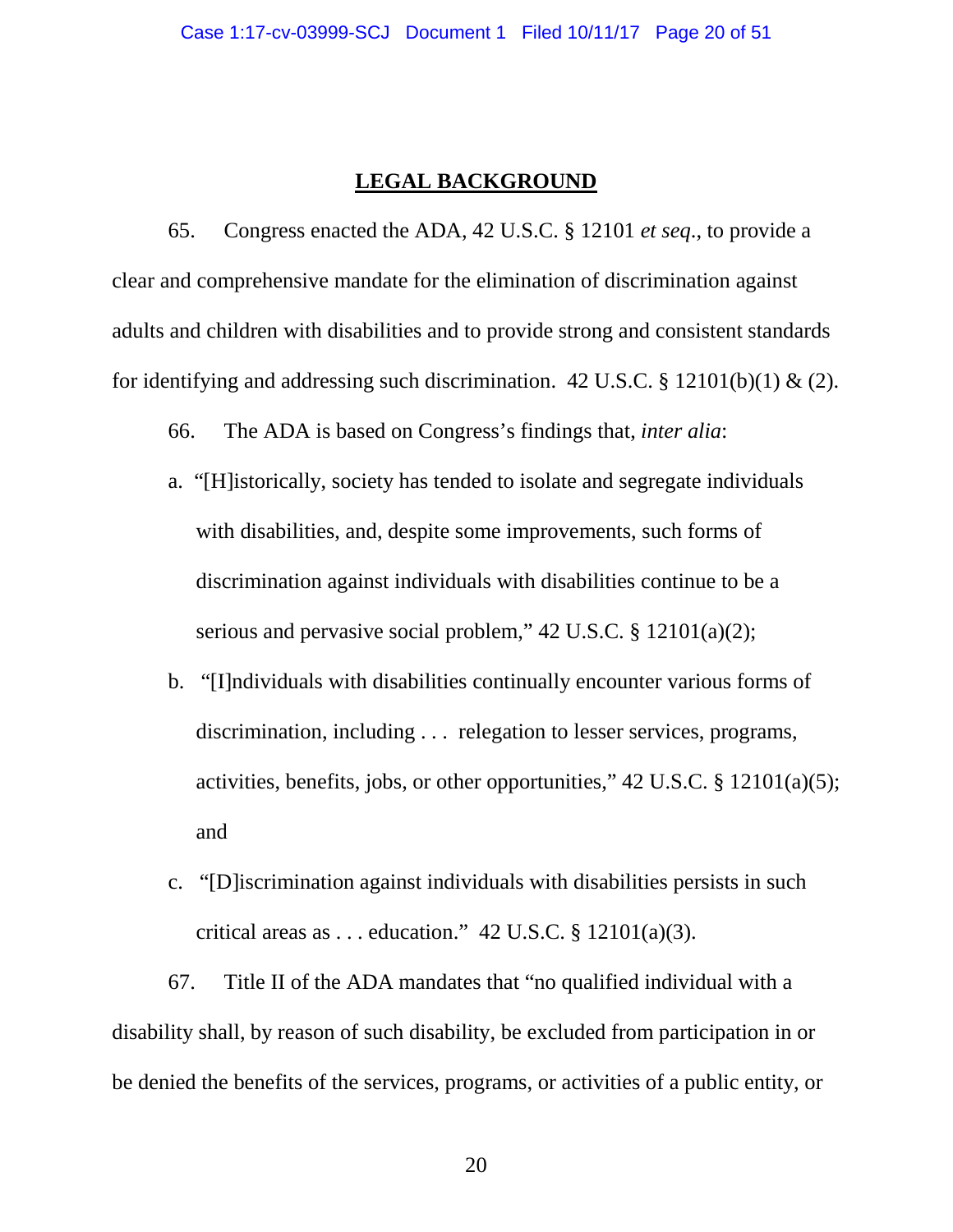## LEGAL BACKGROUND

65. Congress enacted the ADA, 42 U.S.C. § 12101 *et seq*., to provide a clear and comprehensive mandate for the elimination of discrimination against adults and children with disabilities and to provide strong and consistent standards for identifying and addressing such discrimination. 42 U.S.C. § 12101(b)(1) & (2).

66. The ADA is based on Congress's findings that, *inter alia*:

a. "[H]istorically, society has tended to isolate and segregate individuals with disabilities, and, despite some improvements, such forms of discrimination against individuals with disabilities continue to be a serious and pervasive social problem," 42 U.S.C. § 12101(a)(2);

b. "[I]ndividuals with disabilities continually encounter various forms of discrimination, including . . . relegation to lesser services, programs, activities, benefits, jobs, or other opportunities," 42 U.S.C. § 12101(a)(5); and

c. "[D]iscrimination against individuals with disabilities persists in such critical areas as . . . education." 42 U.S.C. § 12101(a)(3).

67. Title II of the ADA mandates that "no qualified individual with a disability shall, by reason of such disability, be excluded from participation in or be denied the benefits of the services, programs, or activities of a public entity, or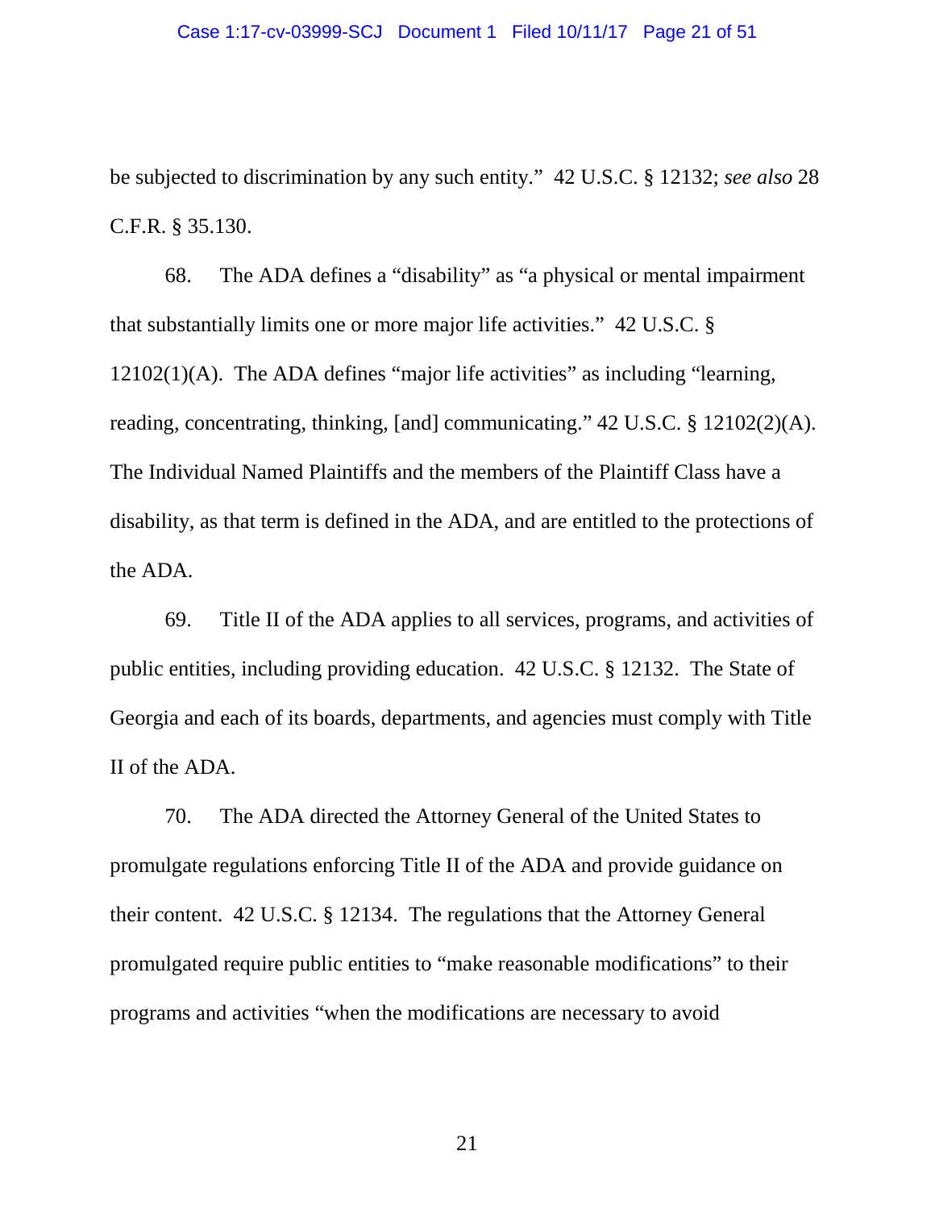be subjected to discrimination by any such entity." 42 U.S.C. § 12132; *see also* 28 C.F.R. § 35.130.

68. The ADA defines a "disability" as "a physical or mental impairment that substantially limits one or more major life activities." 42 U.S.C. § 12102(1)(A). The ADA defines "major life activities" as including "learning, reading, concentrating, thinking, [and] communicating." 42 U.S.C. § 12102(2)(A). The Individual Named Plaintiffs and the members of the Plaintiff Class have a disability, as that term is defined in the ADA, and are entitled to the protections of the ADA.

69. Title II of the ADA applies to all services, programs, and activities of public entities, including providing education. 42 U.S.C. § 12132. The State of Georgia and each of its boards, departments, and agencies must comply with Title II of the ADA.

70. The ADA directed the Attorney General of the United States to promulgate regulations enforcing Title II of the ADA and provide guidance on their content. 42 U.S.C. § 12134. The regulations that the Attorney General promulgated require public entities to "make reasonable modifications" to their programs and activities "when the modifications are necessary to avoid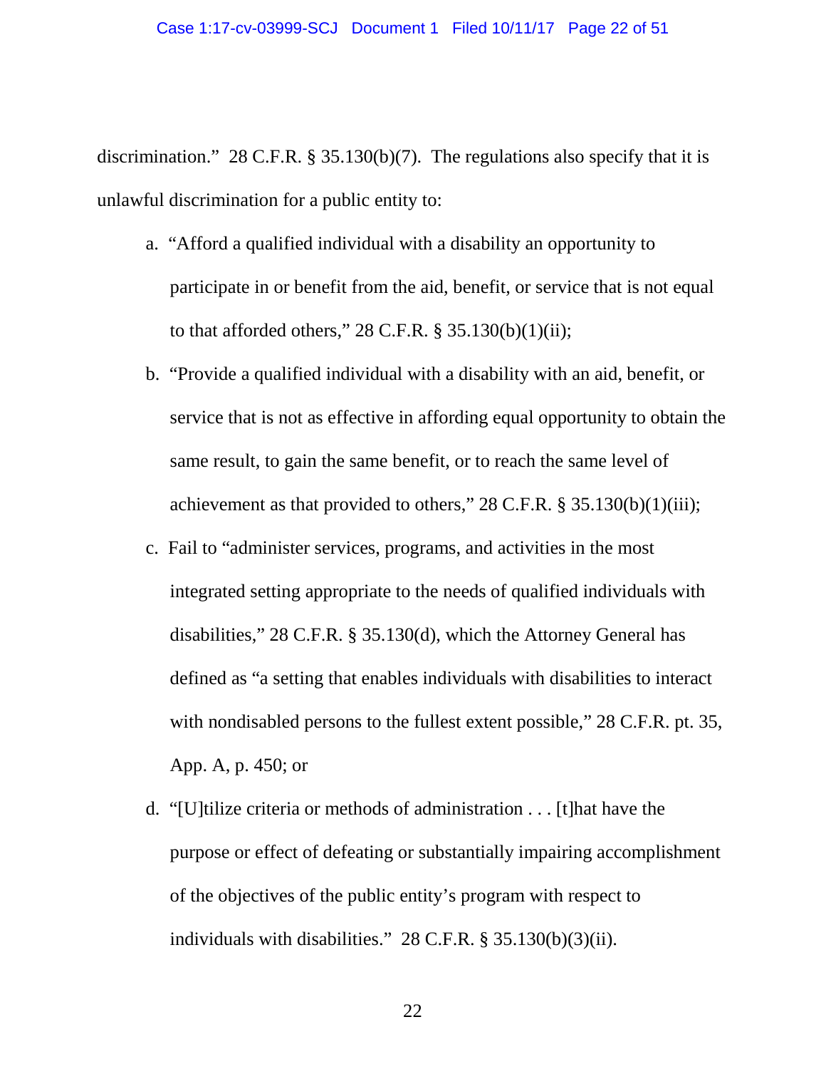discrimination." 28 C.F.R. § 35.130(b)(7). The regulations also specify that it is unlawful discrimination for a public entity to:

a. "Afford a qualified individual with a disability an opportunity to participate in or benefit from the aid, benefit, or service that is not equal to that afforded others," 28 C.F.R. § 35.130(b)(1)(ii);

b. "Provide a qualified individual with a disability with an aid, benefit, or service that is not as effective in affording equal opportunity to obtain the same result, to gain the same benefit, or to reach the same level of achievement as that provided to others," 28 C.F.R. § 35.130(b)(1)(iii);

c. Fail to "administer services, programs, and activities in the most integrated setting appropriate to the needs of qualified individuals with disabilities," 28 C.F.R. § 35.130(d), which the Attorney General has defined as "a setting that enables individuals with disabilities to interact with nondisabled persons to the fullest extent possible," 28 C.F.R. pt. 35, App. A, p. 450; or

d. "[U]tilize criteria or methods of administration . . . [t]hat have the purpose or effect of defeating or substantially impairing accomplishment of the objectives of the public entity's program with respect to individuals with disabilities." 28 C.F.R. § 35.130(b)(3)(ii).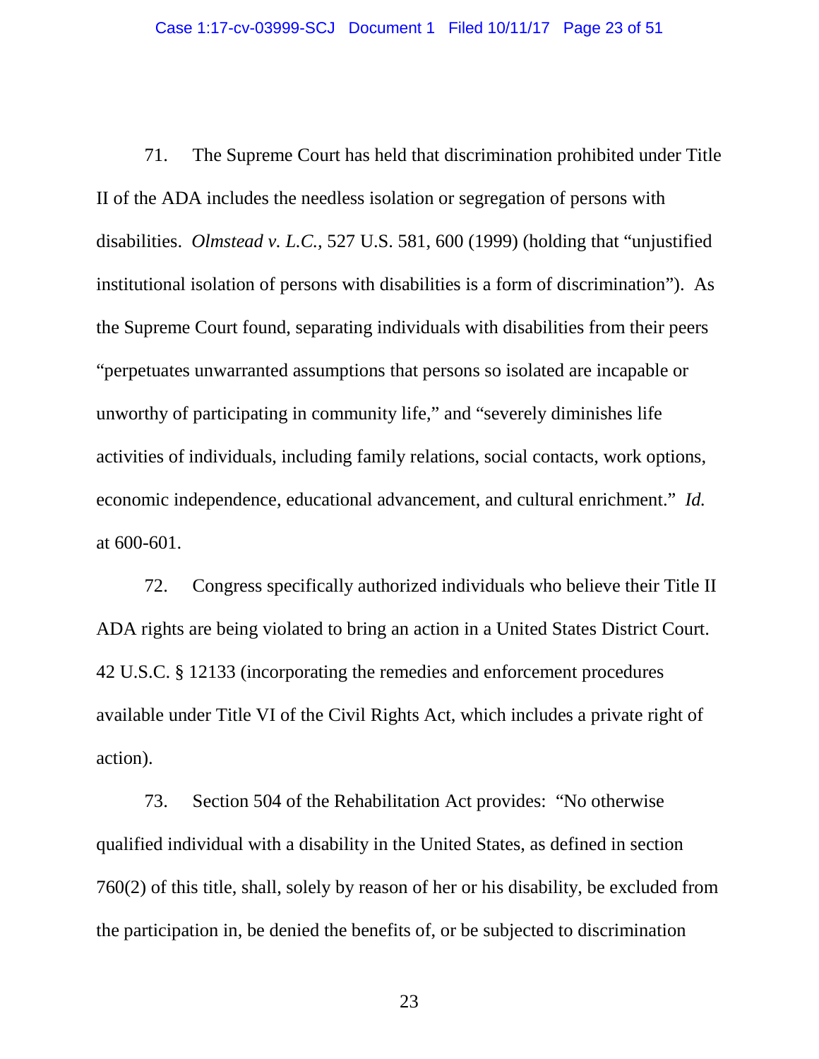71. The Supreme Court has held that discrimination prohibited under Title II of the ADA includes the needless isolation or segregation of persons with disabilities. *Olmstead v. L.C.*, 527 U.S. 581, 600 (1999) (holding that "unjustified institutional isolation of persons with disabilities is a form of discrimination"). As the Supreme Court found, separating individuals with disabilities from their peers "perpetuates unwarranted assumptions that persons so isolated are incapable or unworthy of participating in community life," and "severely diminishes life activities of individuals, including family relations, social contacts, work options, economic independence, educational advancement, and cultural enrichment." *Id.* at 600-601.

72. Congress specifically authorized individuals who believe their Title II ADA rights are being violated to bring an action in a United States District Court. 42 U.S.C. § 12133 (incorporating the remedies and enforcement procedures available under Title VI of the Civil Rights Act, which includes a private right of action).

73. Section 504 of the Rehabilitation Act provides: "No otherwise qualified individual with a disability in the United States, as defined in section 760(2) of this title, shall, solely by reason of her or his disability, be excluded from the participation in, be denied the benefits of, or be subjected to discrimination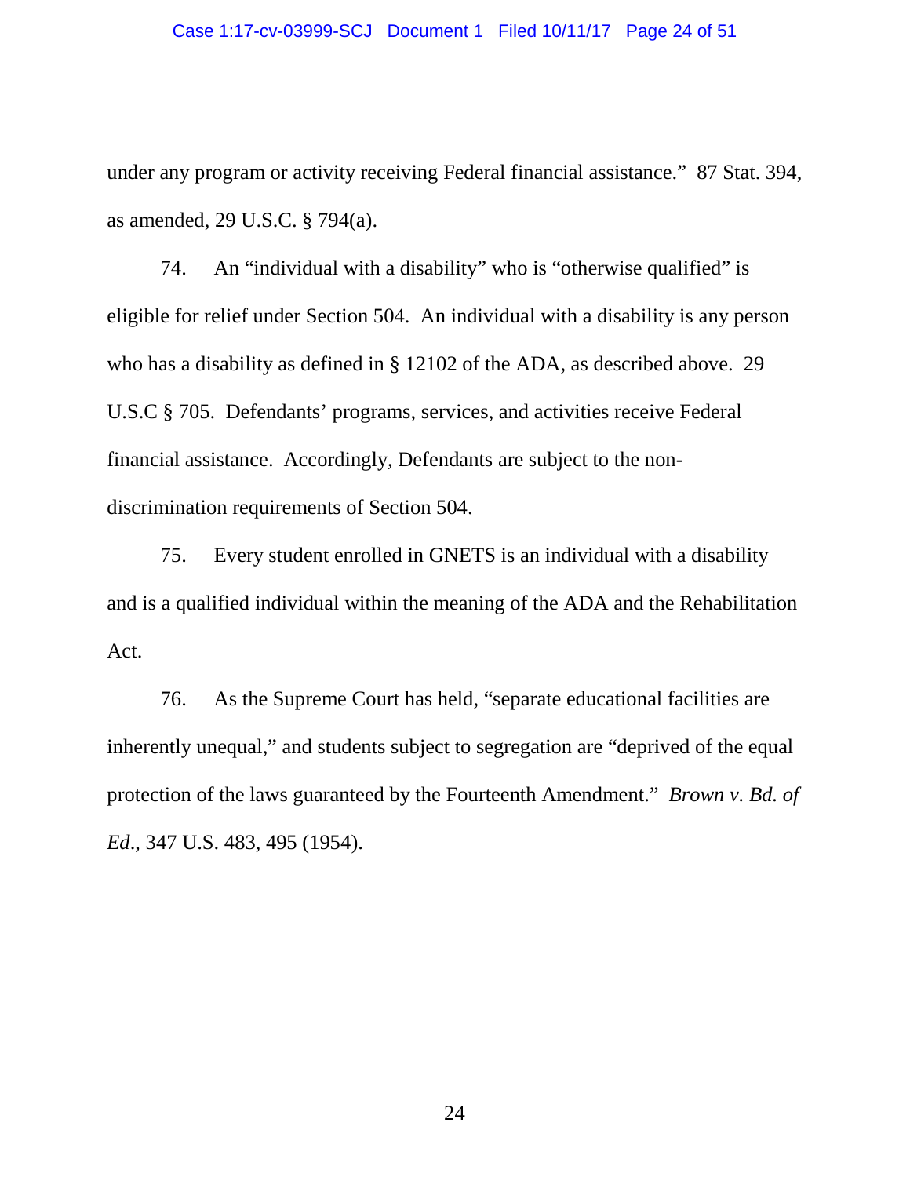under any program or activity receiving Federal financial assistance." 87 Stat. 394, as amended, 29 U.S.C. § 794(a).

74. An "individual with a disability" who is "otherwise qualified" is eligible for relief under Section 504. An individual with a disability is any person who has a disability as defined in § 12102 of the ADA, as described above. 29 U.S.C § 705. Defendants' programs, services, and activities receive Federal financial assistance. Accordingly, Defendants are subject to the non-discrimination requirements of Section 504.

75. Every student enrolled in GNETS is an individual with a disability and is a qualified individual within the meaning of the ADA and the Rehabilitation Act.

76. As the Supreme Court has held, "separate educational facilities are inherently unequal," and students subject to segregation are "deprived of the equal protection of the laws guaranteed by the Fourteenth Amendment." *Brown v. Bd. of Ed*., 347 U.S. 483, 495 (1954).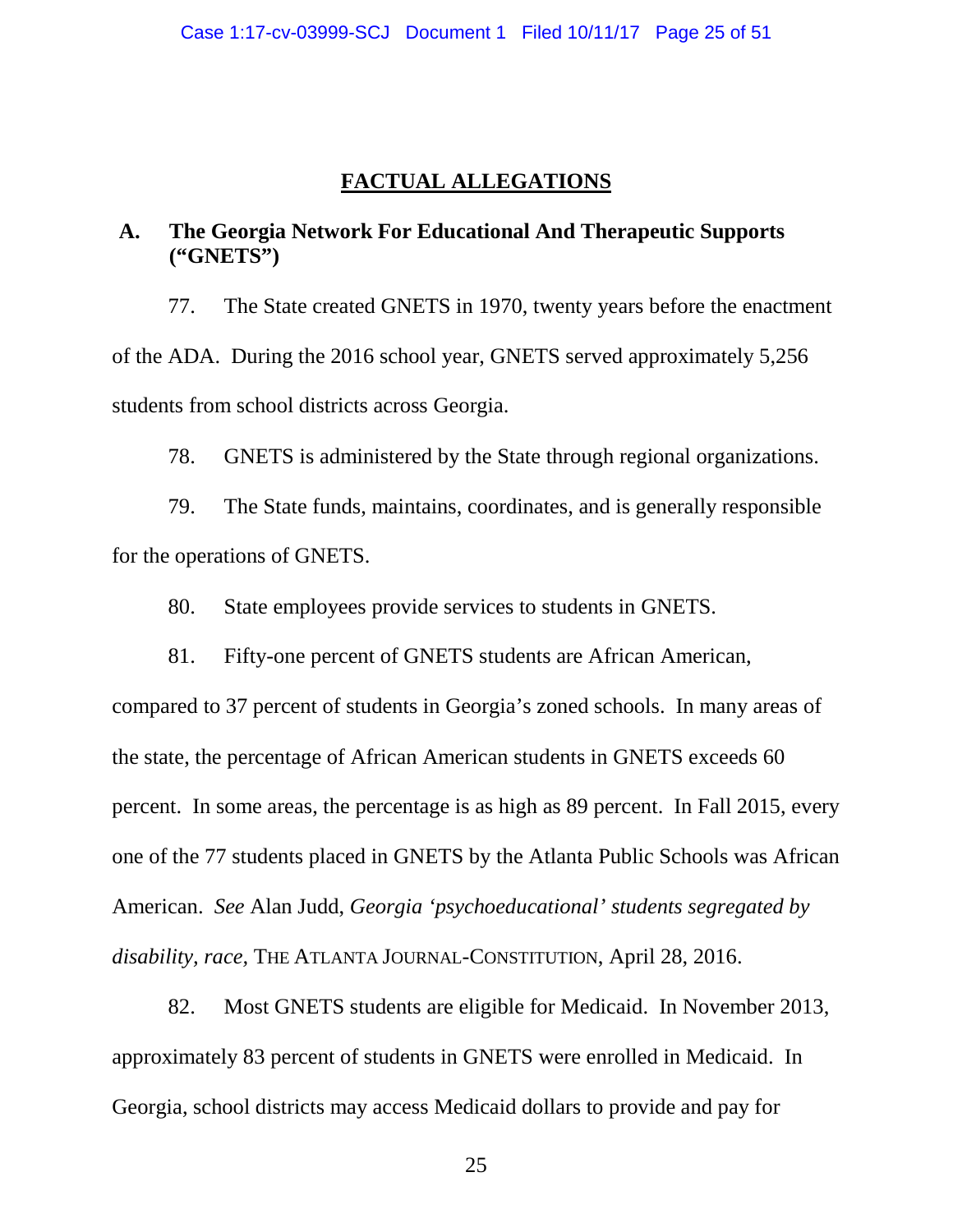## FACTUAL ALLEGATIONS

### A. The Georgia Network For Educational And Therapeutic Supports ("GNETS")

77. The State created GNETS in 1970, twenty years before the enactment of the ADA. During the 2016 school year, GNETS served approximately 5,256 students from school districts across Georgia.

78. GNETS is administered by the State through regional organizations.

79. The State funds, maintains, coordinates, and is generally responsible for the operations of GNETS.

80. State employees provide services to students in GNETS.

81. Fifty-one percent of GNETS students are African American, compared to 37 percent of students in Georgia's zoned schools. In many areas of the state, the percentage of African American students in GNETS exceeds 60 percent. In some areas, the percentage is as high as 89 percent. In Fall 2015, every one of the 77 students placed in GNETS by the Atlanta Public Schools was African American. *See* Alan Judd, *Georgia 'psychoeducational' students segregated by disability, race,* THE ATLANTA JOURNAL-CONSTITUTION, April 28, 2016.

82. Most GNETS students are eligible for Medicaid. In November 2013, approximately 83 percent of students in GNETS were enrolled in Medicaid. In Georgia, school districts may access Medicaid dollars to provide and pay for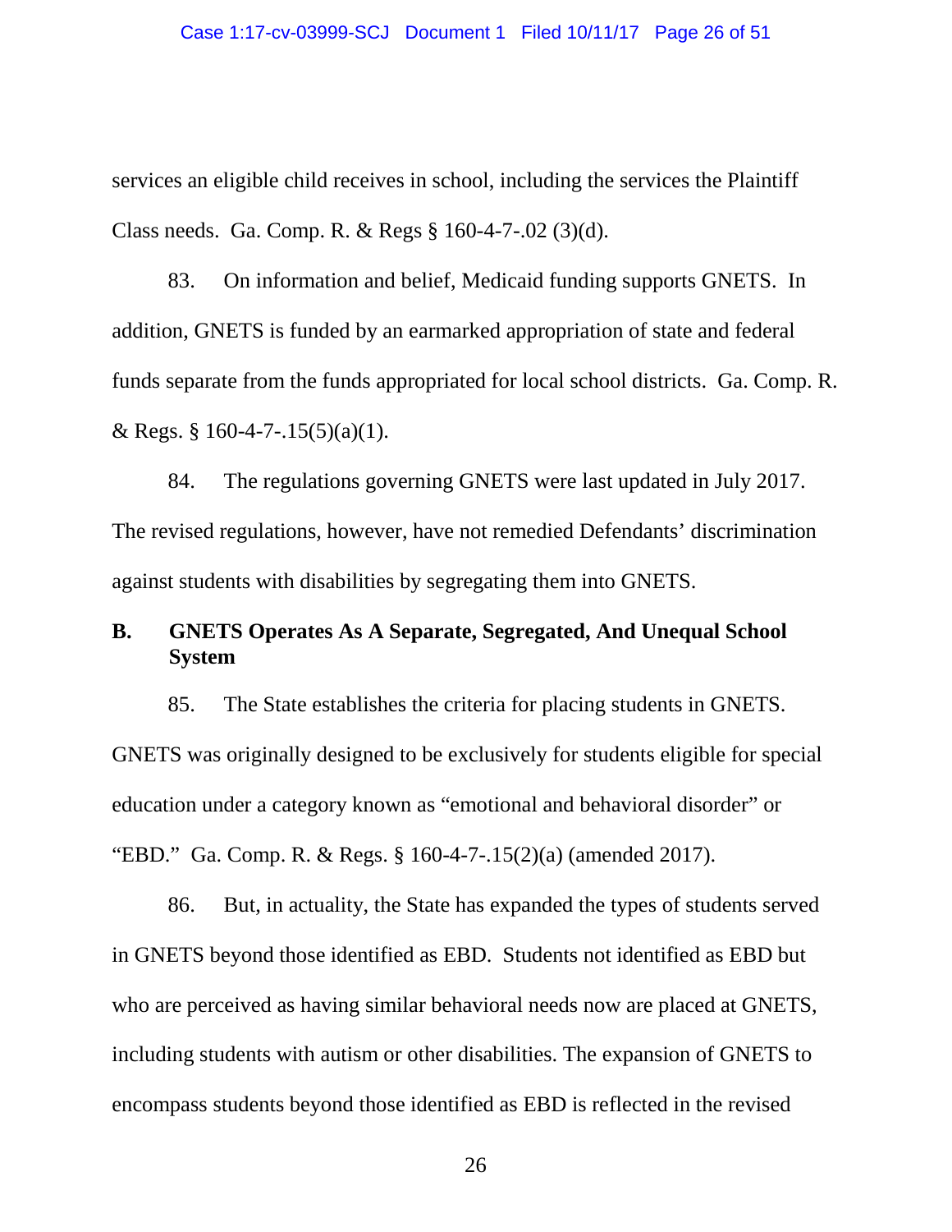services an eligible child receives in school, including the services the Plaintiff Class needs. Ga. Comp. R. & Regs § 160-4-7-.02 (3)(d).

83. On information and belief, Medicaid funding supports GNETS. In addition, GNETS is funded by an earmarked appropriation of state and federal funds separate from the funds appropriated for local school districts. Ga. Comp. R. & Regs. § 160-4-7-.15(5)(a)(1).

84. The regulations governing GNETS were last updated in July 2017. The revised regulations, however, have not remedied Defendants' discrimination against students with disabilities by segregating them into GNETS.

## B. GNETS Operates As A Separate, Segregated, And Unequal School System

85. The State establishes the criteria for placing students in GNETS. GNETS was originally designed to be exclusively for students eligible for special education under a category known as "emotional and behavioral disorder" or "EBD." Ga. Comp. R. & Regs. § 160-4-7-.15(2)(a) (amended 2017).

86. But, in actuality, the State has expanded the types of students served in GNETS beyond those identified as EBD. Students not identified as EBD but who are perceived as having similar behavioral needs now are placed at GNETS, including students with autism or other disabilities. The expansion of GNETS to encompass students beyond those identified as EBD is reflected in the revised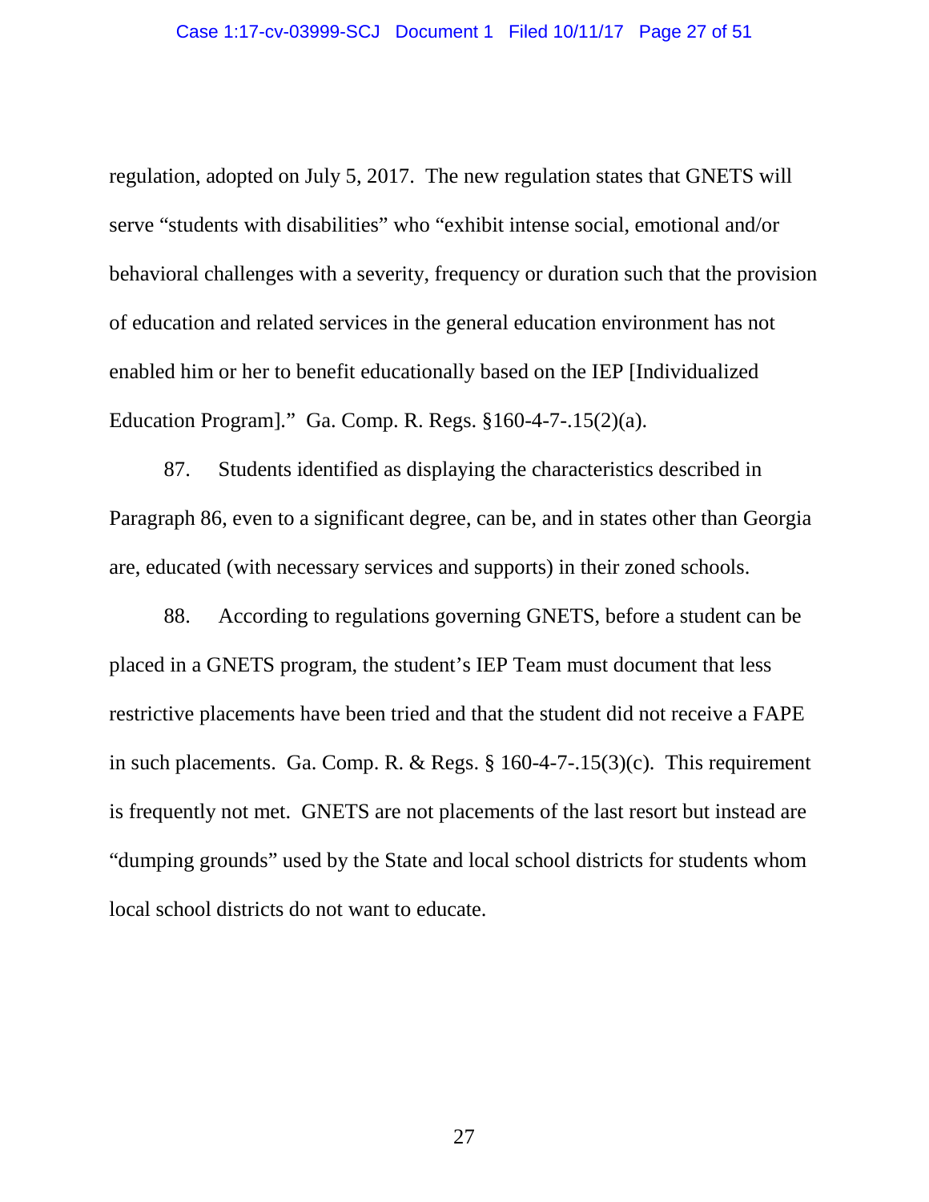regulation, adopted on July 5, 2017. The new regulation states that GNETS will serve "students with disabilities" who "exhibit intense social, emotional and/or behavioral challenges with a severity, frequency or duration such that the provision of education and related services in the general education environment has not enabled him or her to benefit educationally based on the IEP [Individualized Education Program]." Ga. Comp. R. Regs. §160-4-7-.15(2)(a).

87. Students identified as displaying the characteristics described in Paragraph 86, even to a significant degree, can be, and in states other than Georgia are, educated (with necessary services and supports) in their zoned schools.

88. According to regulations governing GNETS, before a student can be placed in a GNETS program, the student's IEP Team must document that less restrictive placements have been tried and that the student did not receive a FAPE in such placements. Ga. Comp. R. & Regs. § 160-4-7-.15(3)(c). This requirement is frequently not met. GNETS are not placements of the last resort but instead are "dumping grounds" used by the State and local school districts for students whom local school districts do not want to educate.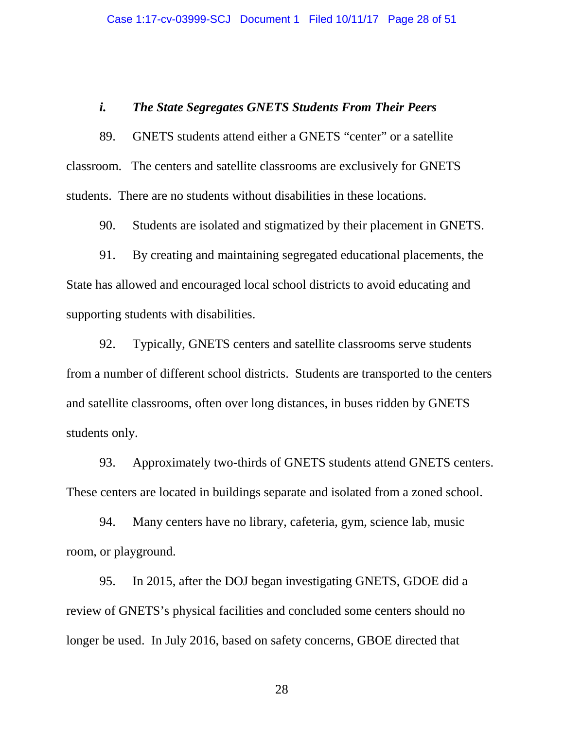### *i. The State Segregates GNETS Students From Their Peers*

89. GNETS students attend either a GNETS "center" or a satellite classroom. The centers and satellite classrooms are exclusively for GNETS students. There are no students without disabilities in these locations.

90. Students are isolated and stigmatized by their placement in GNETS.

91. By creating and maintaining segregated educational placements, the State has allowed and encouraged local school districts to avoid educating and supporting students with disabilities.

92. Typically, GNETS centers and satellite classrooms serve students from a number of different school districts. Students are transported to the centers and satellite classrooms, often over long distances, in buses ridden by GNETS students only.

93. Approximately two-thirds of GNETS students attend GNETS centers. These centers are located in buildings separate and isolated from a zoned school.

94. Many centers have no library, cafeteria, gym, science lab, music room, or playground.

95. In 2015, after the DOJ began investigating GNETS, GDOE did a review of GNETS's physical facilities and concluded some centers should no longer be used. In July 2016, based on safety concerns, GBOE directed that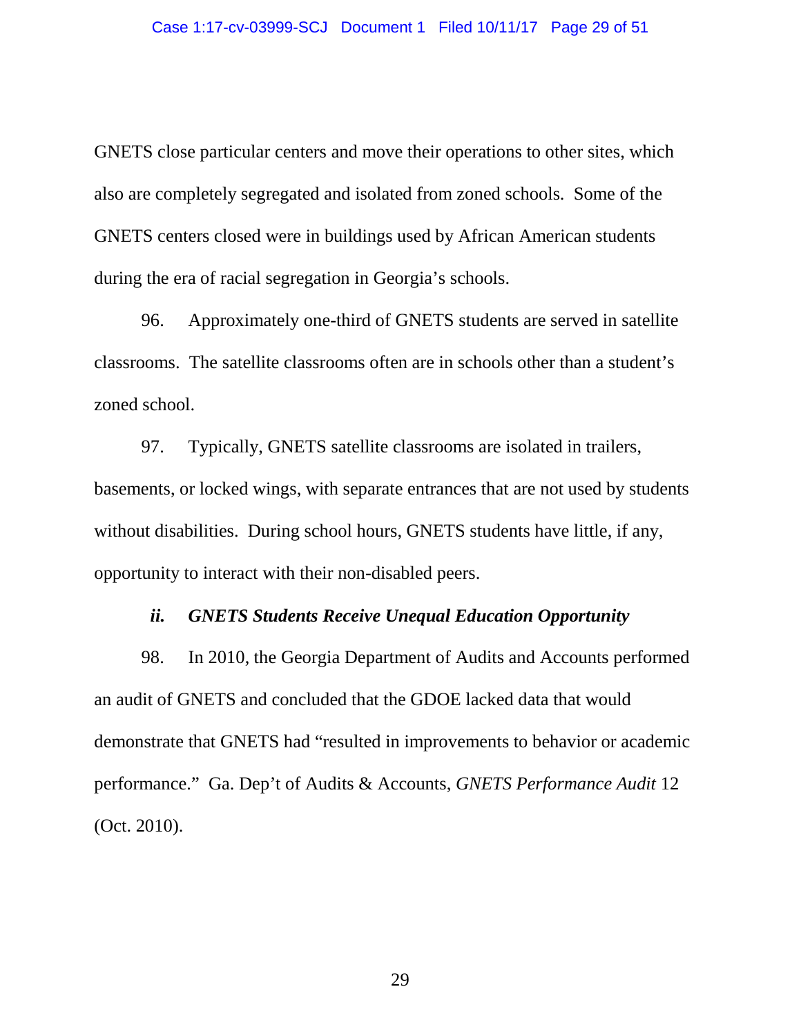GNETS close particular centers and move their operations to other sites, which also are completely segregated and isolated from zoned schools. Some of the GNETS centers closed were in buildings used by African American students during the era of racial segregation in Georgia's schools.

96. Approximately one-third of GNETS students are served in satellite classrooms. The satellite classrooms often are in schools other than a student's zoned school.

97. Typically, GNETS satellite classrooms are isolated in trailers, basements, or locked wings, with separate entrances that are not used by students without disabilities. During school hours, GNETS students have little, if any, opportunity to interact with their non-disabled peers.

### *ii. GNETS Students Receive Unequal Education Opportunity*

98. In 2010, the Georgia Department of Audits and Accounts performed an audit of GNETS and concluded that the GDOE lacked data that would demonstrate that GNETS had "resulted in improvements to behavior or academic performance." Ga. Dep't of Audits & Accounts, *GNETS Performance Audit* 12 (Oct. 2010).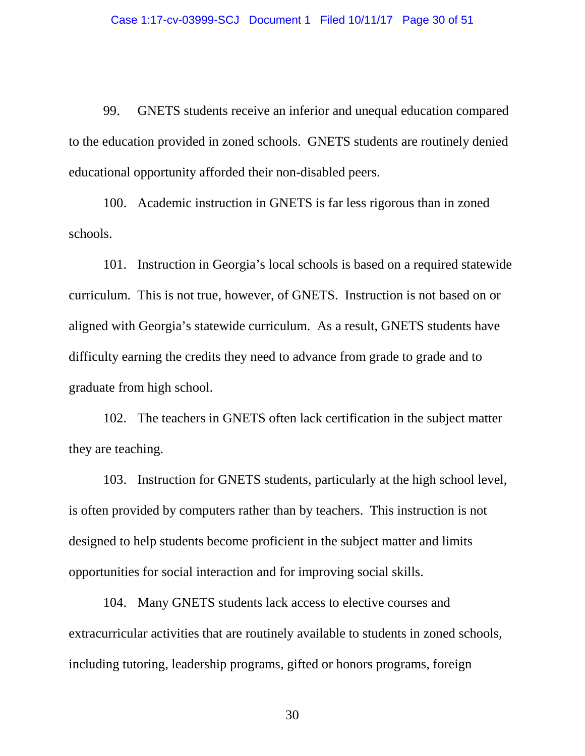99. GNETS students receive an inferior and unequal education compared to the education provided in zoned schools. GNETS students are routinely denied educational opportunity afforded their non-disabled peers.

100. Academic instruction in GNETS is far less rigorous than in zoned schools.

101. Instruction in Georgia's local schools is based on a required statewide curriculum. This is not true, however, of GNETS. Instruction is not based on or aligned with Georgia's statewide curriculum. As a result, GNETS students have difficulty earning the credits they need to advance from grade to grade and to graduate from high school.

102. The teachers in GNETS often lack certification in the subject matter they are teaching.

103. Instruction for GNETS students, particularly at the high school level, is often provided by computers rather than by teachers. This instruction is not designed to help students become proficient in the subject matter and limits opportunities for social interaction and for improving social skills.

104. Many GNETS students lack access to elective courses and extracurricular activities that are routinely available to students in zoned schools, including tutoring, leadership programs, gifted or honors programs, foreign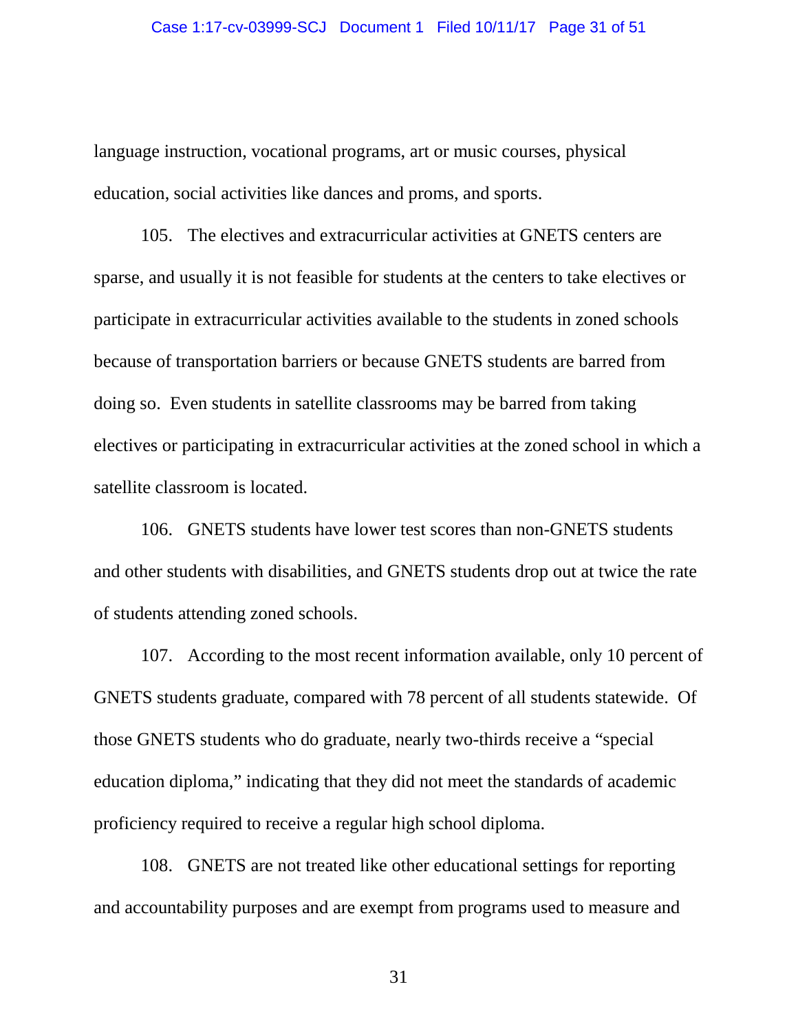language instruction, vocational programs, art or music courses, physical education, social activities like dances and proms, and sports.

105. The electives and extracurricular activities at GNETS centers are sparse, and usually it is not feasible for students at the centers to take electives or participate in extracurricular activities available to the students in zoned schools because of transportation barriers or because GNETS students are barred from doing so. Even students in satellite classrooms may be barred from taking electives or participating in extracurricular activities at the zoned school in which a satellite classroom is located.

106. GNETS students have lower test scores than non-GNETS students and other students with disabilities, and GNETS students drop out at twice the rate of students attending zoned schools.

107. According to the most recent information available, only 10 percent of GNETS students graduate, compared with 78 percent of all students statewide. Of those GNETS students who do graduate, nearly two-thirds receive a "special education diploma," indicating that they did not meet the standards of academic proficiency required to receive a regular high school diploma.

108. GNETS are not treated like other educational settings for reporting and accountability purposes and are exempt from programs used to measure and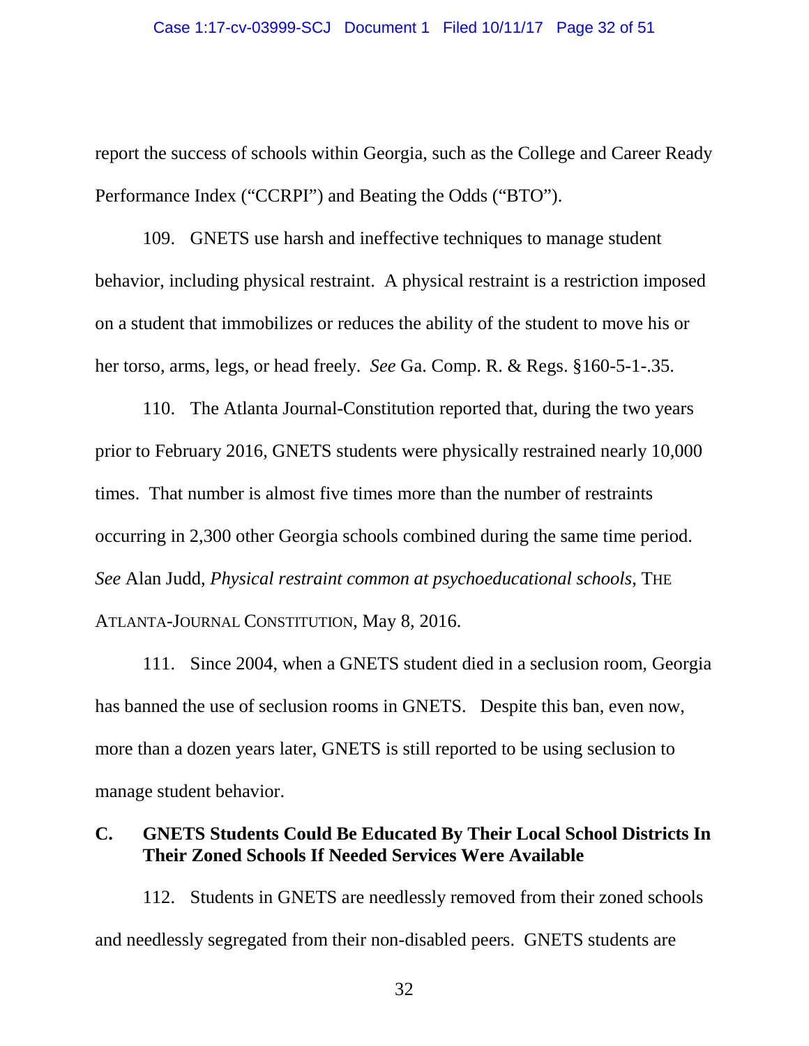report the success of schools within Georgia, such as the College and Career Ready Performance Index ("CCRPI") and Beating the Odds ("BTO").

109. GNETS use harsh and ineffective techniques to manage student behavior, including physical restraint. A physical restraint is a restriction imposed on a student that immobilizes or reduces the ability of the student to move his or her torso, arms, legs, or head freely. *See* Ga. Comp. R. & Regs. §160-5-1-.35.

110. The Atlanta Journal-Constitution reported that, during the two years prior to February 2016, GNETS students were physically restrained nearly 10,000 times. That number is almost five times more than the number of restraints occurring in 2,300 other Georgia schools combined during the same time period. *See* Alan Judd, *Physical restraint common at psychoeducational schools*, THE ATLANTA-JOURNAL CONSTITUTION, May 8, 2016.

111. Since 2004, when a GNETS student died in a seclusion room, Georgia has banned the use of seclusion rooms in GNETS. Despite this ban, even now, more than a dozen years later, GNETS is still reported to be using seclusion to manage student behavior.

### C. GNETS Students Could Be Educated By Their Local School Districts In Their Zoned Schools If Needed Services Were Available

112. Students in GNETS are needlessly removed from their zoned schools and needlessly segregated from their non-disabled peers. GNETS students are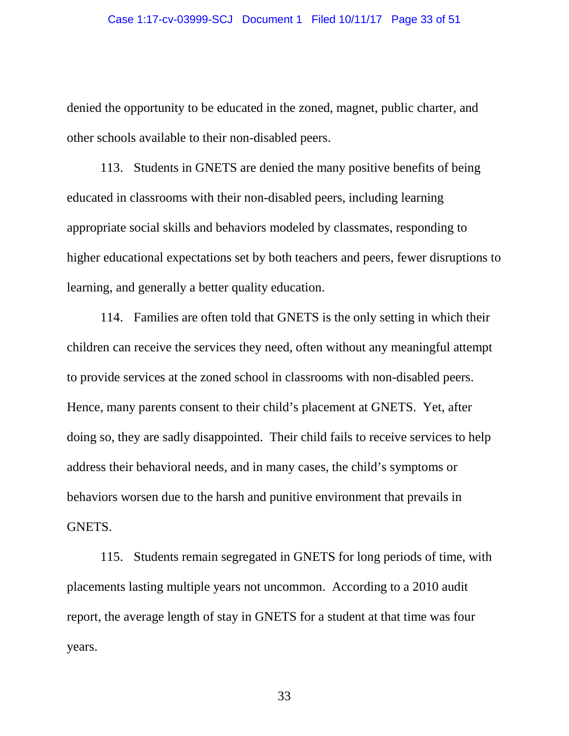denied the opportunity to be educated in the zoned, magnet, public charter, and other schools available to their non-disabled peers.

113. Students in GNETS are denied the many positive benefits of being educated in classrooms with their non-disabled peers, including learning appropriate social skills and behaviors modeled by classmates, responding to higher educational expectations set by both teachers and peers, fewer disruptions to learning, and generally a better quality education.

114. Families are often told that GNETS is the only setting in which their children can receive the services they need, often without any meaningful attempt to provide services at the zoned school in classrooms with non-disabled peers. Hence, many parents consent to their child's placement at GNETS. Yet, after doing so, they are sadly disappointed. Their child fails to receive services to help address their behavioral needs, and in many cases, the child's symptoms or behaviors worsen due to the harsh and punitive environment that prevails in GNETS.

115. Students remain segregated in GNETS for long periods of time, with placements lasting multiple years not uncommon. According to a 2010 audit report, the average length of stay in GNETS for a student at that time was four years.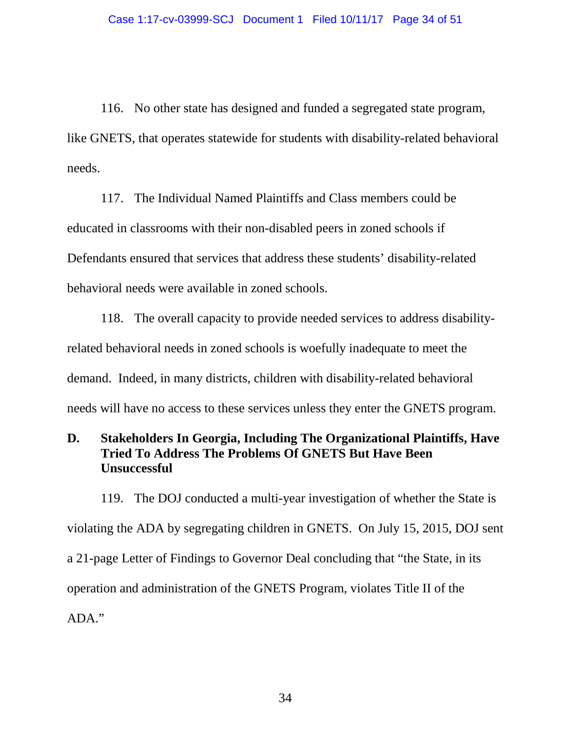116. No other state has designed and funded a segregated state program, like GNETS, that operates statewide for students with disability-related behavioral needs.

117. The Individual Named Plaintiffs and Class members could be educated in classrooms with their non-disabled peers in zoned schools if Defendants ensured that services that address these students' disability-related behavioral needs were available in zoned schools.

118. The overall capacity to provide needed services to address disability-related behavioral needs in zoned schools is woefully inadequate to meet the demand. Indeed, in many districts, children with disability-related behavioral needs will have no access to these services unless they enter the GNETS program.

## D. Stakeholders In Georgia, Including The Organizational Plaintiffs, Have Tried To Address The Problems Of GNETS But Have Been Unsuccessful

119. The DOJ conducted a multi-year investigation of whether the State is violating the ADA by segregating children in GNETS. On July 15, 2015, DOJ sent a 21-page Letter of Findings to Governor Deal concluding that "the State, in its operation and administration of the GNETS Program, violates Title II of the ADA."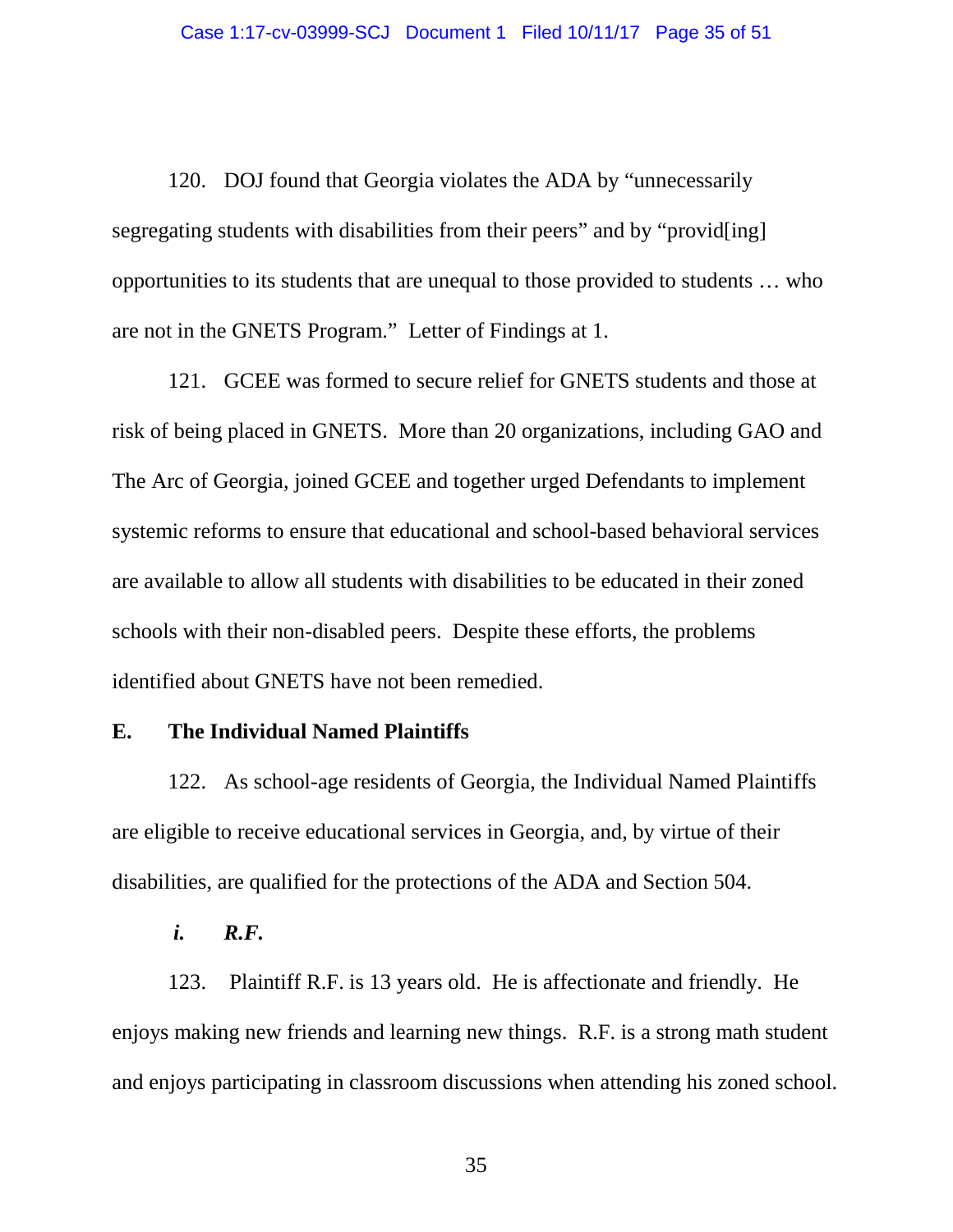120. DOJ found that Georgia violates the ADA by "unnecessarily segregating students with disabilities from their peers" and by "provid[ing] opportunities to its students that are unequal to those provided to students … who are not in the GNETS Program." Letter of Findings at 1.

121. GCEE was formed to secure relief for GNETS students and those at risk of being placed in GNETS. More than 20 organizations, including GAO and The Arc of Georgia, joined GCEE and together urged Defendants to implement systemic reforms to ensure that educational and school-based behavioral services are available to allow all students with disabilities to be educated in their zoned schools with their non-disabled peers. Despite these efforts, the problems identified about GNETS have not been remedied.

### E. The Individual Named Plaintiffs

122. As school-age residents of Georgia, the Individual Named Plaintiffs are eligible to receive educational services in Georgia, and, by virtue of their disabilities, are qualified for the protections of the ADA and Section 504.

#### *i. R.F.*

123. Plaintiff R.F. is 13 years old. He is affectionate and friendly. He enjoys making new friends and learning new things. R.F. is a strong math student and enjoys participating in classroom discussions when attending his zoned school.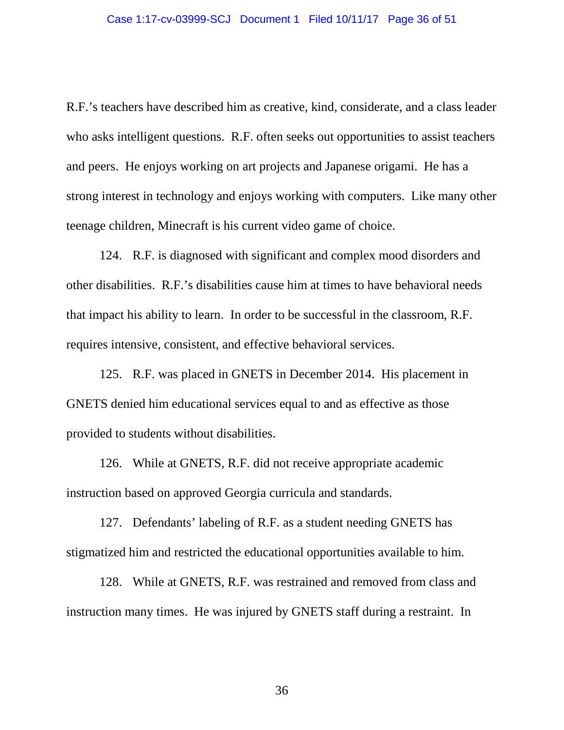R.F.'s teachers have described him as creative, kind, considerate, and a class leader who asks intelligent questions. R.F. often seeks out opportunities to assist teachers and peers. He enjoys working on art projects and Japanese origami. He has a strong interest in technology and enjoys working with computers. Like many other teenage children, Minecraft is his current video game of choice.

124. R.F. is diagnosed with significant and complex mood disorders and other disabilities. R.F.'s disabilities cause him at times to have behavioral needs that impact his ability to learn. In order to be successful in the classroom, R.F. requires intensive, consistent, and effective behavioral services.

125. R.F. was placed in GNETS in December 2014. His placement in GNETS denied him educational services equal to and as effective as those provided to students without disabilities.

126. While at GNETS, R.F. did not receive appropriate academic instruction based on approved Georgia curricula and standards.

127. Defendants' labeling of R.F. as a student needing GNETS has stigmatized him and restricted the educational opportunities available to him.

128. While at GNETS, R.F. was restrained and removed from class and instruction many times. He was injured by GNETS staff during a restraint. In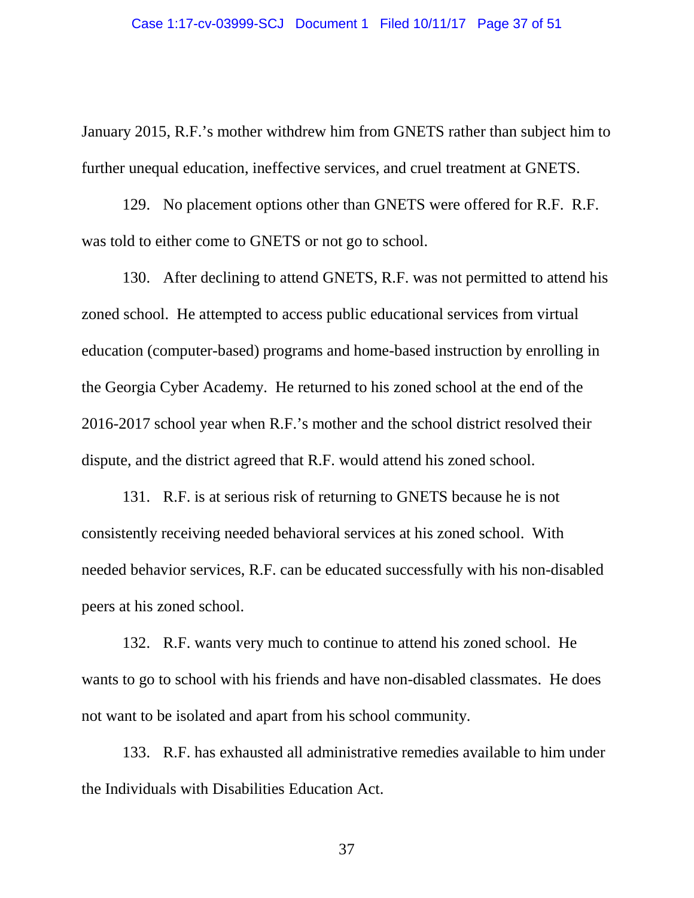January 2015, R.F.'s mother withdrew him from GNETS rather than subject him to further unequal education, ineffective services, and cruel treatment at GNETS.

129. No placement options other than GNETS were offered for R.F. R.F. was told to either come to GNETS or not go to school.

130. After declining to attend GNETS, R.F. was not permitted to attend his zoned school. He attempted to access public educational services from virtual education (computer-based) programs and home-based instruction by enrolling in the Georgia Cyber Academy. He returned to his zoned school at the end of the 2016-2017 school year when R.F.'s mother and the school district resolved their dispute, and the district agreed that R.F. would attend his zoned school.

131. R.F. is at serious risk of returning to GNETS because he is not consistently receiving needed behavioral services at his zoned school. With needed behavior services, R.F. can be educated successfully with his non-disabled peers at his zoned school.

132. R.F. wants very much to continue to attend his zoned school. He wants to go to school with his friends and have non-disabled classmates. He does not want to be isolated and apart from his school community.

133. R.F. has exhausted all administrative remedies available to him under the Individuals with Disabilities Education Act.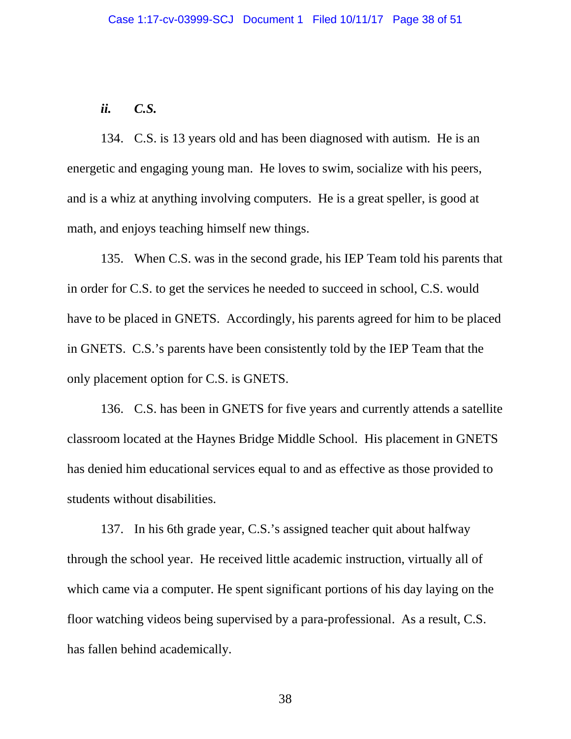***ii. C.S.***

134. C.S. is 13 years old and has been diagnosed with autism. He is an energetic and engaging young man. He loves to swim, socialize with his peers, and is a whiz at anything involving computers. He is a great speller, is good at math, and enjoys teaching himself new things.

135. When C.S. was in the second grade, his IEP Team told his parents that in order for C.S. to get the services he needed to succeed in school, C.S. would have to be placed in GNETS. Accordingly, his parents agreed for him to be placed in GNETS. C.S.'s parents have been consistently told by the IEP Team that the only placement option for C.S. is GNETS.

136. C.S. has been in GNETS for five years and currently attends a satellite classroom located at the Haynes Bridge Middle School. His placement in GNETS has denied him educational services equal to and as effective as those provided to students without disabilities.

137. In his 6th grade year, C.S.'s assigned teacher quit about halfway through the school year. He received little academic instruction, virtually all of which came via a computer. He spent significant portions of his day laying on the floor watching videos being supervised by a para-professional. As a result, C.S. has fallen behind academically.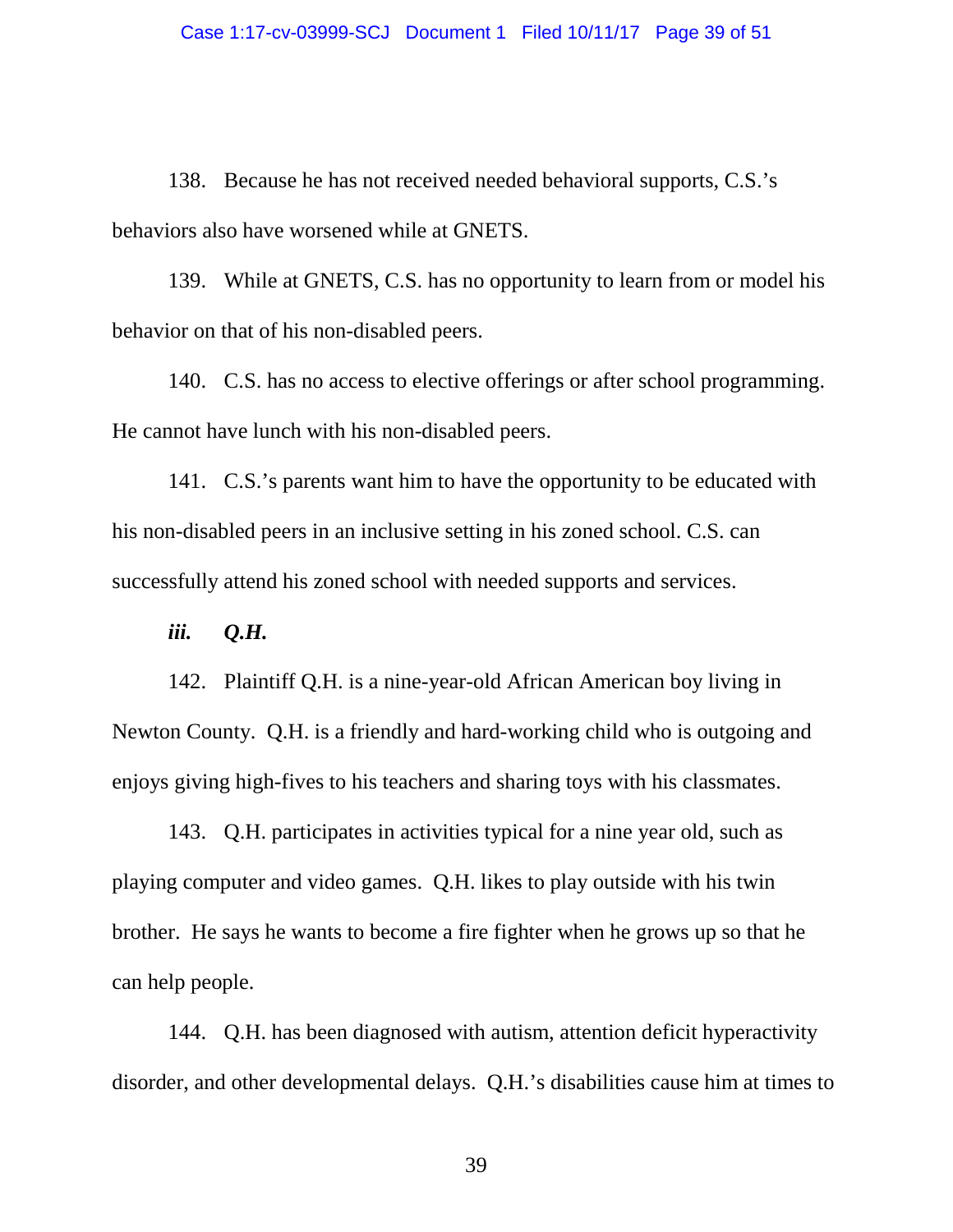138. Because he has not received needed behavioral supports, C.S.'s behaviors also have worsened while at GNETS.

139. While at GNETS, C.S. has no opportunity to learn from or model his behavior on that of his non-disabled peers.

140. C.S. has no access to elective offerings or after school programming. He cannot have lunch with his non-disabled peers.

141. C.S.'s parents want him to have the opportunity to be educated with his non-disabled peers in an inclusive setting in his zoned school. C.S. can successfully attend his zoned school with needed supports and services.

***iii. Q.H.***

142. Plaintiff Q.H. is a nine-year-old African American boy living in Newton County. Q.H. is a friendly and hard-working child who is outgoing and enjoys giving high-fives to his teachers and sharing toys with his classmates.

143. Q.H. participates in activities typical for a nine year old, such as playing computer and video games. Q.H. likes to play outside with his twin brother. He says he wants to become a fire fighter when he grows up so that he can help people.

144. Q.H. has been diagnosed with autism, attention deficit hyperactivity disorder, and other developmental delays. Q.H.'s disabilities cause him at times to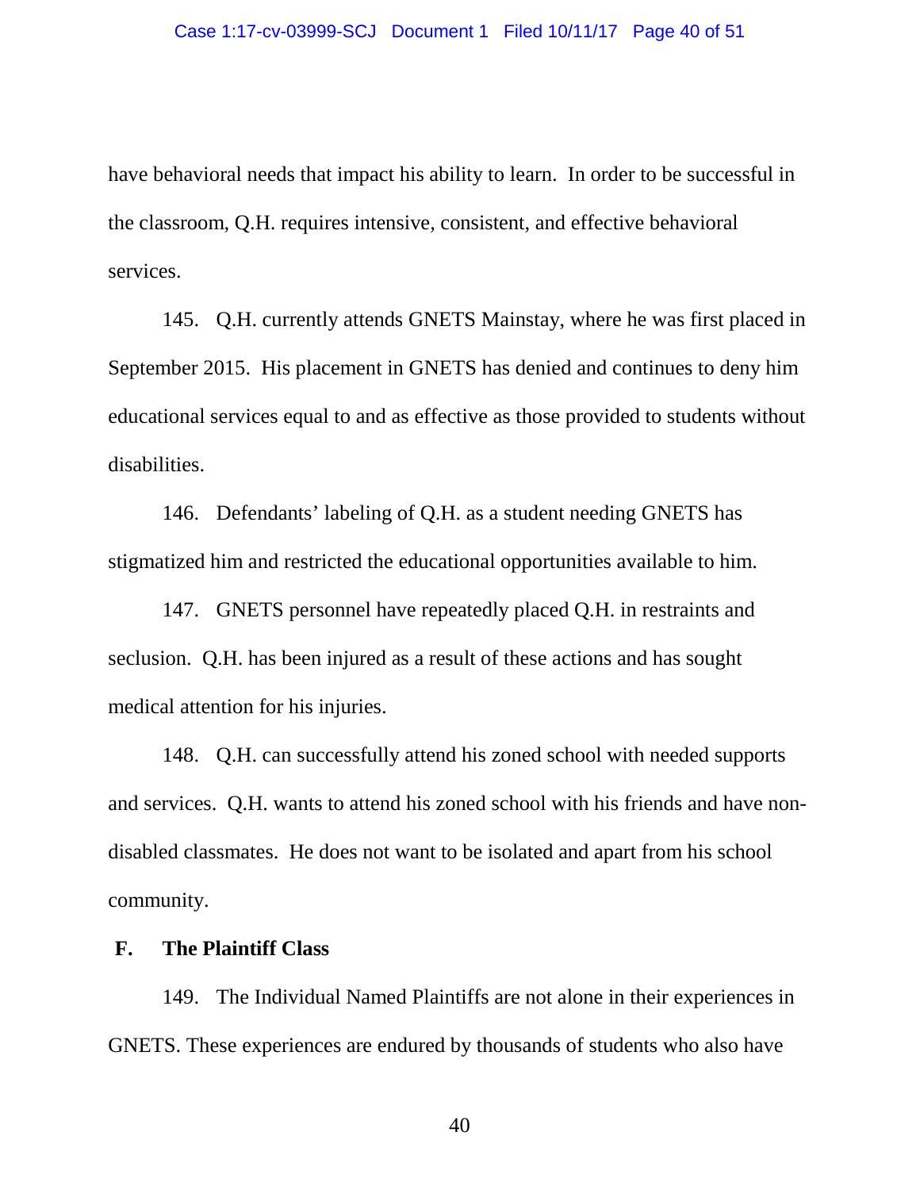have behavioral needs that impact his ability to learn. In order to be successful in the classroom, Q.H. requires intensive, consistent, and effective behavioral services.

145. Q.H. currently attends GNETS Mainstay, where he was first placed in September 2015. His placement in GNETS has denied and continues to deny him educational services equal to and as effective as those provided to students without disabilities.

146. Defendants' labeling of Q.H. as a student needing GNETS has stigmatized him and restricted the educational opportunities available to him.

147. GNETS personnel have repeatedly placed Q.H. in restraints and seclusion. Q.H. has been injured as a result of these actions and has sought medical attention for his injuries.

148. Q.H. can successfully attend his zoned school with needed supports and services. Q.H. wants to attend his zoned school with his friends and have non-disabled classmates. He does not want to be isolated and apart from his school community.

### F. The Plaintiff Class

149. The Individual Named Plaintiffs are not alone in their experiences in GNETS. These experiences are endured by thousands of students who also have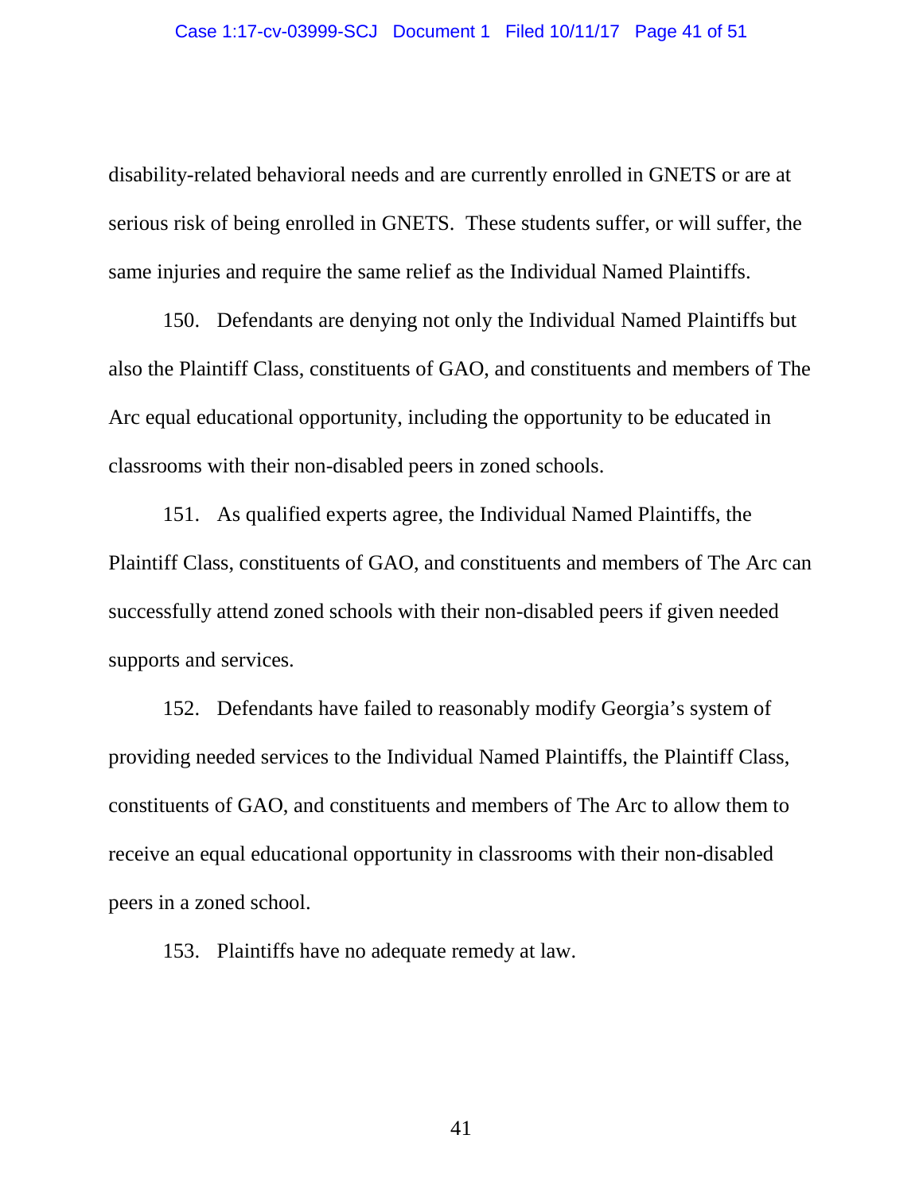disability-related behavioral needs and are currently enrolled in GNETS or are at serious risk of being enrolled in GNETS. These students suffer, or will suffer, the same injuries and require the same relief as the Individual Named Plaintiffs.

150. Defendants are denying not only the Individual Named Plaintiffs but also the Plaintiff Class, constituents of GAO, and constituents and members of The Arc equal educational opportunity, including the opportunity to be educated in classrooms with their non-disabled peers in zoned schools.

151. As qualified experts agree, the Individual Named Plaintiffs, the Plaintiff Class, constituents of GAO, and constituents and members of The Arc can successfully attend zoned schools with their non-disabled peers if given needed supports and services.

152. Defendants have failed to reasonably modify Georgia's system of providing needed services to the Individual Named Plaintiffs, the Plaintiff Class, constituents of GAO, and constituents and members of The Arc to allow them to receive an equal educational opportunity in classrooms with their non-disabled peers in a zoned school.

153. Plaintiffs have no adequate remedy at law.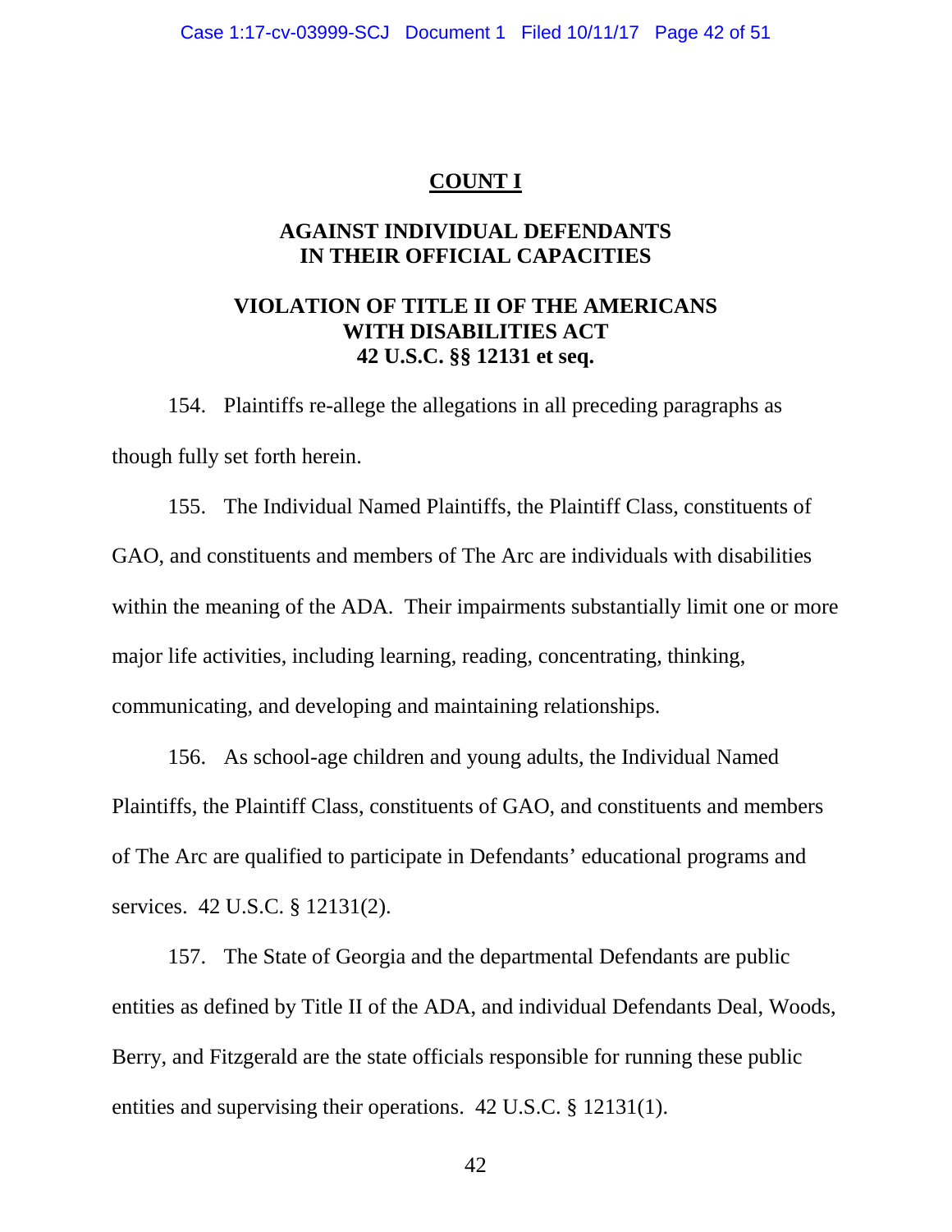## COUNT I

### AGAINST INDIVIDUAL DEFENDANTS IN THEIR OFFICIAL CAPACITIES

### VIOLATION OF TITLE II OF THE AMERICANS WITH DISABILITIES ACT 42 U.S.C. §§ 12131 et seq.

154. Plaintiffs re-allege the allegations in all preceding paragraphs as though fully set forth herein.

155. The Individual Named Plaintiffs, the Plaintiff Class, constituents of GAO, and constituents and members of The Arc are individuals with disabilities within the meaning of the ADA. Their impairments substantially limit one or more major life activities, including learning, reading, concentrating, thinking, communicating, and developing and maintaining relationships.

156. As school-age children and young adults, the Individual Named Plaintiffs, the Plaintiff Class, constituents of GAO, and constituents and members of The Arc are qualified to participate in Defendants' educational programs and services. 42 U.S.C. § 12131(2).

157. The State of Georgia and the departmental Defendants are public entities as defined by Title II of the ADA, and individual Defendants Deal, Woods, Berry, and Fitzgerald are the state officials responsible for running these public entities and supervising their operations. 42 U.S.C. § 12131(1).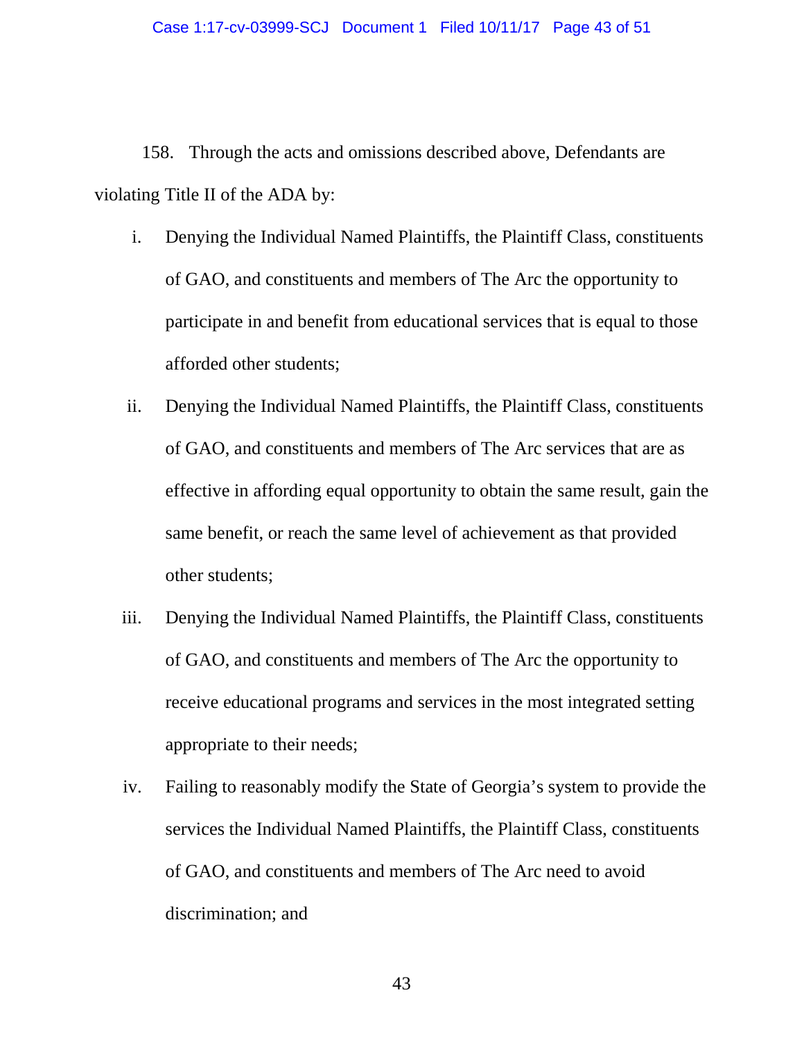158. Through the acts and omissions described above, Defendants are violating Title II of the ADA by:

i. Denying the Individual Named Plaintiffs, the Plaintiff Class, constituents of GAO, and constituents and members of The Arc the opportunity to participate in and benefit from educational services that is equal to those afforded other students;

ii. Denying the Individual Named Plaintiffs, the Plaintiff Class, constituents of GAO, and constituents and members of The Arc services that are as effective in affording equal opportunity to obtain the same result, gain the same benefit, or reach the same level of achievement as that provided other students;

iii. Denying the Individual Named Plaintiffs, the Plaintiff Class, constituents of GAO, and constituents and members of The Arc the opportunity to receive educational programs and services in the most integrated setting appropriate to their needs;

iv. Failing to reasonably modify the State of Georgia's system to provide the services the Individual Named Plaintiffs, the Plaintiff Class, constituents of GAO, and constituents and members of The Arc need to avoid discrimination; and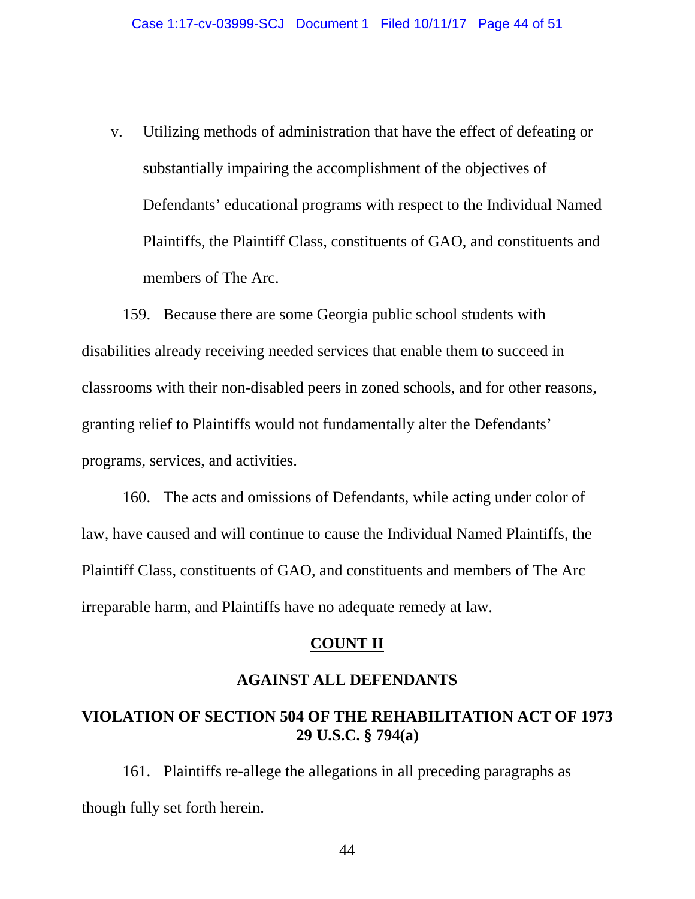v. Utilizing methods of administration that have the effect of defeating or substantially impairing the accomplishment of the objectives of Defendants' educational programs with respect to the Individual Named Plaintiffs, the Plaintiff Class, constituents of GAO, and constituents and members of The Arc.

159. Because there are some Georgia public school students with disabilities already receiving needed services that enable them to succeed in classrooms with their non-disabled peers in zoned schools, and for other reasons, granting relief to Plaintiffs would not fundamentally alter the Defendants' programs, services, and activities.

160. The acts and omissions of Defendants, while acting under color of law, have caused and will continue to cause the Individual Named Plaintiffs, the Plaintiff Class, constituents of GAO, and constituents and members of The Arc irreparable harm, and Plaintiffs have no adequate remedy at law.

## COUNT II

## AGAINST ALL DEFENDANTS

## VIOLATION OF SECTION 504 OF THE REHABILITATION ACT OF 1973 29 U.S.C. § 794(a)

161. Plaintiffs re-allege the allegations in all preceding paragraphs as though fully set forth herein.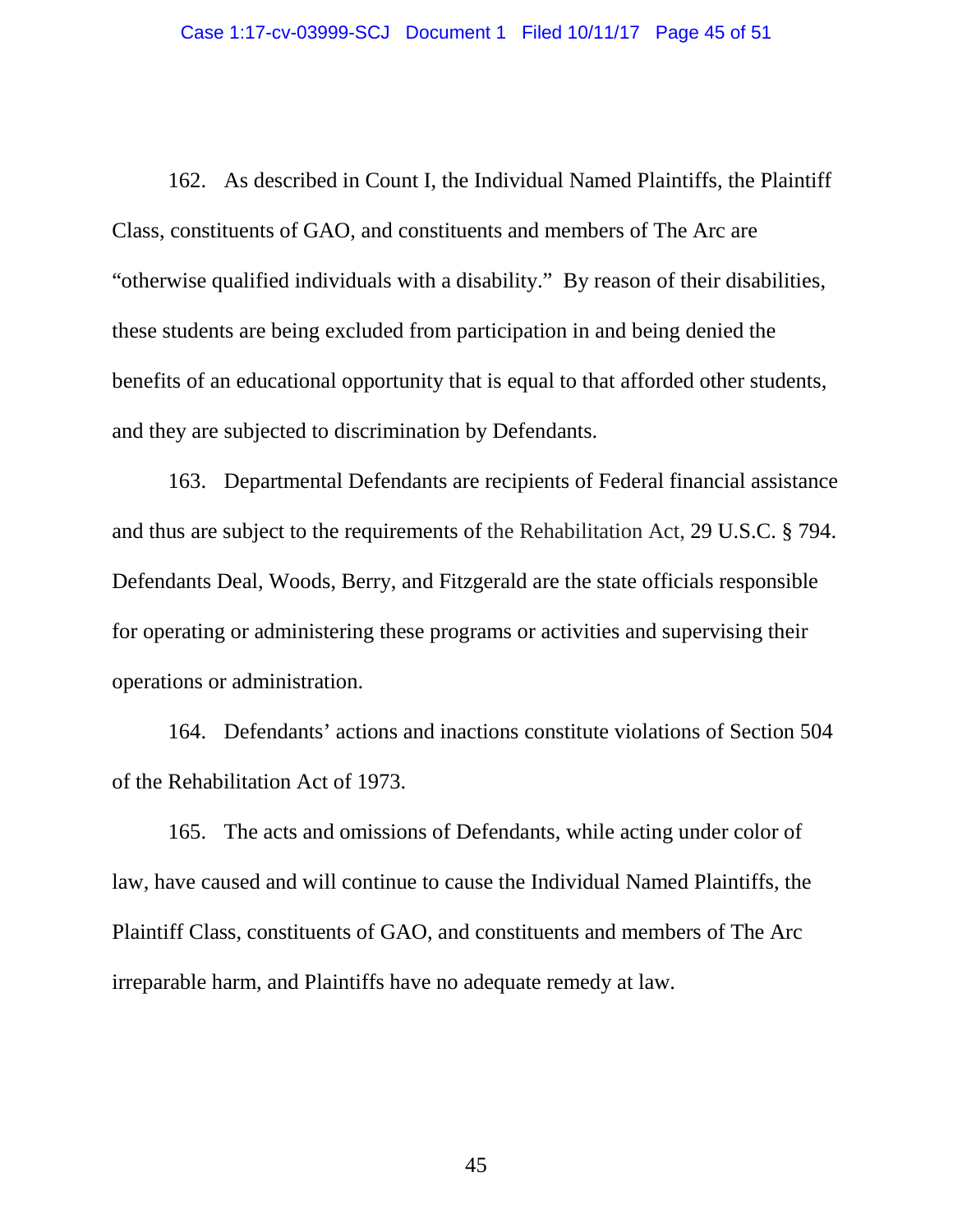162. As described in Count I, the Individual Named Plaintiffs, the Plaintiff Class, constituents of GAO, and constituents and members of The Arc are "otherwise qualified individuals with a disability." By reason of their disabilities, these students are being excluded from participation in and being denied the benefits of an educational opportunity that is equal to that afforded other students, and they are subjected to discrimination by Defendants.

163. Departmental Defendants are recipients of Federal financial assistance and thus are subject to the requirements of the Rehabilitation Act, 29 U.S.C. § 794. Defendants Deal, Woods, Berry, and Fitzgerald are the state officials responsible for operating or administering these programs or activities and supervising their operations or administration.

164. Defendants' actions and inactions constitute violations of Section 504 of the Rehabilitation Act of 1973.

165. The acts and omissions of Defendants, while acting under color of law, have caused and will continue to cause the Individual Named Plaintiffs, the Plaintiff Class, constituents of GAO, and constituents and members of The Arc irreparable harm, and Plaintiffs have no adequate remedy at law.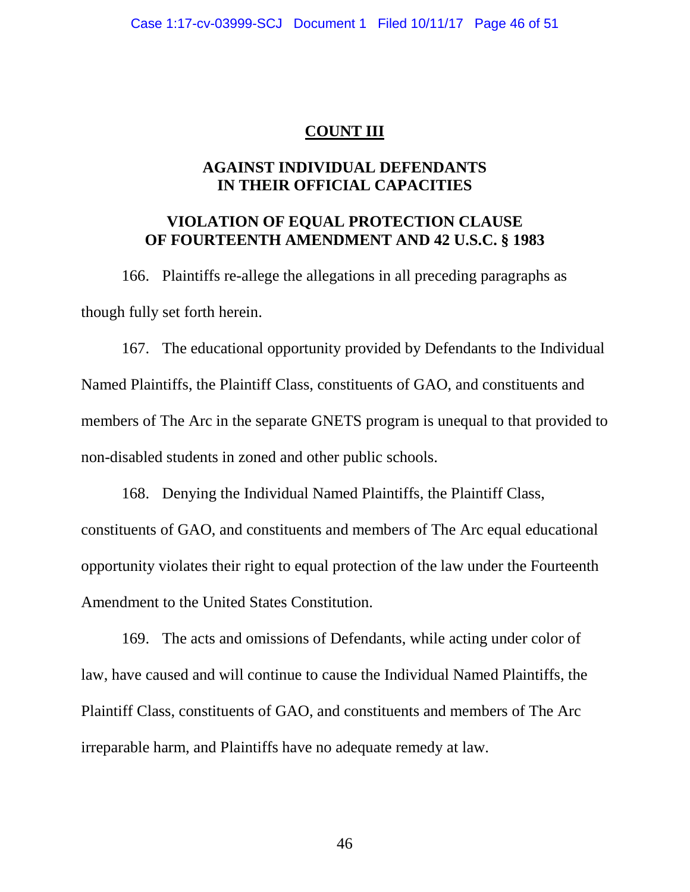## COUNT III

### AGAINST INDIVIDUAL DEFENDANTS IN THEIR OFFICIAL CAPACITIES

### VIOLATION OF EQUAL PROTECTION CLAUSE OF FOURTEENTH AMENDMENT AND 42 U.S.C. § 1983

166. Plaintiffs re-allege the allegations in all preceding paragraphs as though fully set forth herein.

167. The educational opportunity provided by Defendants to the Individual Named Plaintiffs, the Plaintiff Class, constituents of GAO, and constituents and members of The Arc in the separate GNETS program is unequal to that provided to non-disabled students in zoned and other public schools.

168. Denying the Individual Named Plaintiffs, the Plaintiff Class, constituents of GAO, and constituents and members of The Arc equal educational opportunity violates their right to equal protection of the law under the Fourteenth Amendment to the United States Constitution.

169. The acts and omissions of Defendants, while acting under color of law, have caused and will continue to cause the Individual Named Plaintiffs, the Plaintiff Class, constituents of GAO, and constituents and members of The Arc irreparable harm, and Plaintiffs have no adequate remedy at law.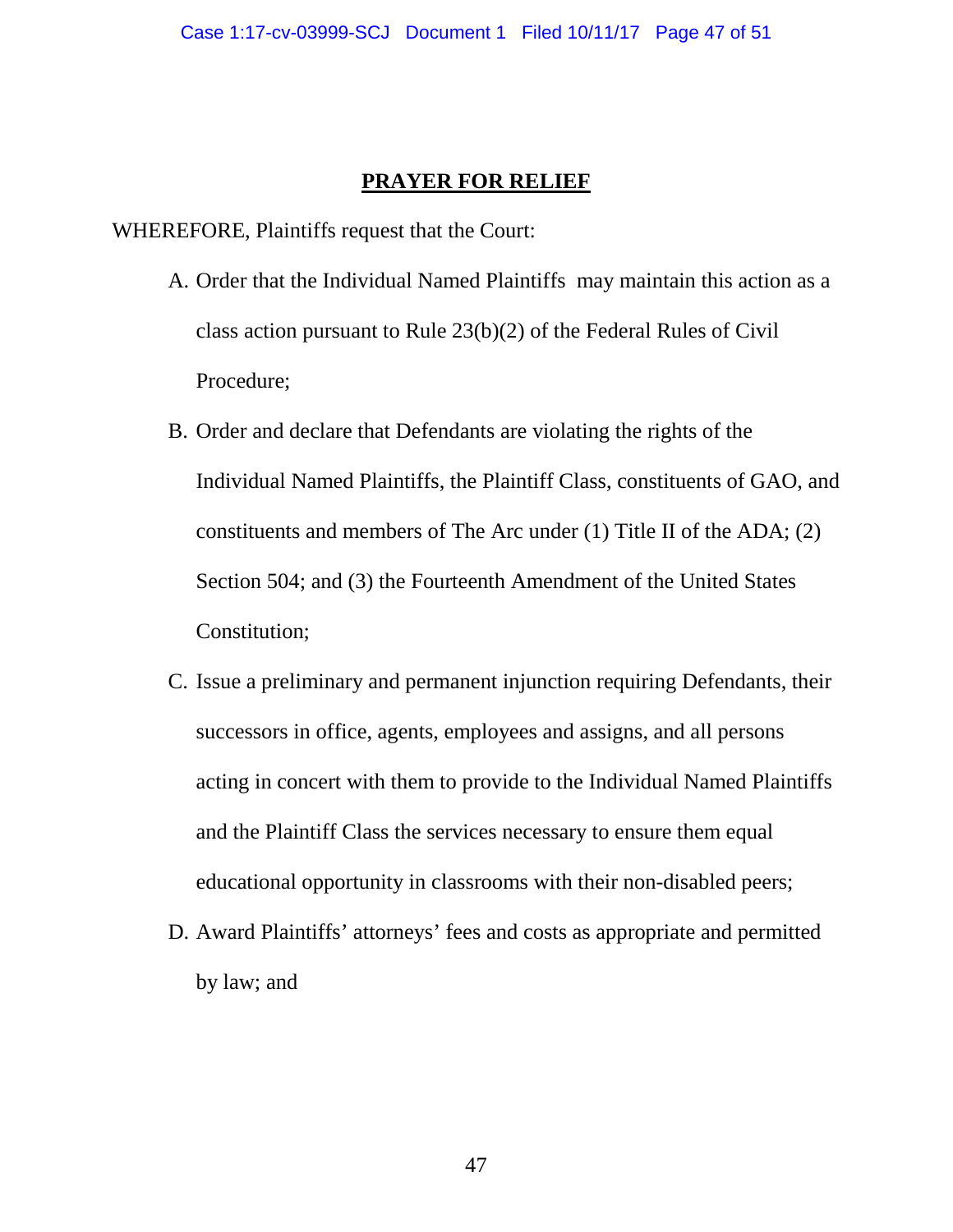## PRAYER FOR RELIEF

WHEREFORE, Plaintiffs request that the Court:

A. Order that the Individual Named Plaintiffs may maintain this action as a class action pursuant to Rule 23(b)(2) of the Federal Rules of Civil Procedure;

B. Order and declare that Defendants are violating the rights of the Individual Named Plaintiffs, the Plaintiff Class, constituents of GAO, and constituents and members of The Arc under (1) Title II of the ADA; (2) Section 504; and (3) the Fourteenth Amendment of the United States Constitution;

C. Issue a preliminary and permanent injunction requiring Defendants, their successors in office, agents, employees and assigns, and all persons acting in concert with them to provide to the Individual Named Plaintiffs and the Plaintiff Class the services necessary to ensure them equal educational opportunity in classrooms with their non-disabled peers;

D. Award Plaintiffs' attorneys' fees and costs as appropriate and permitted by law; and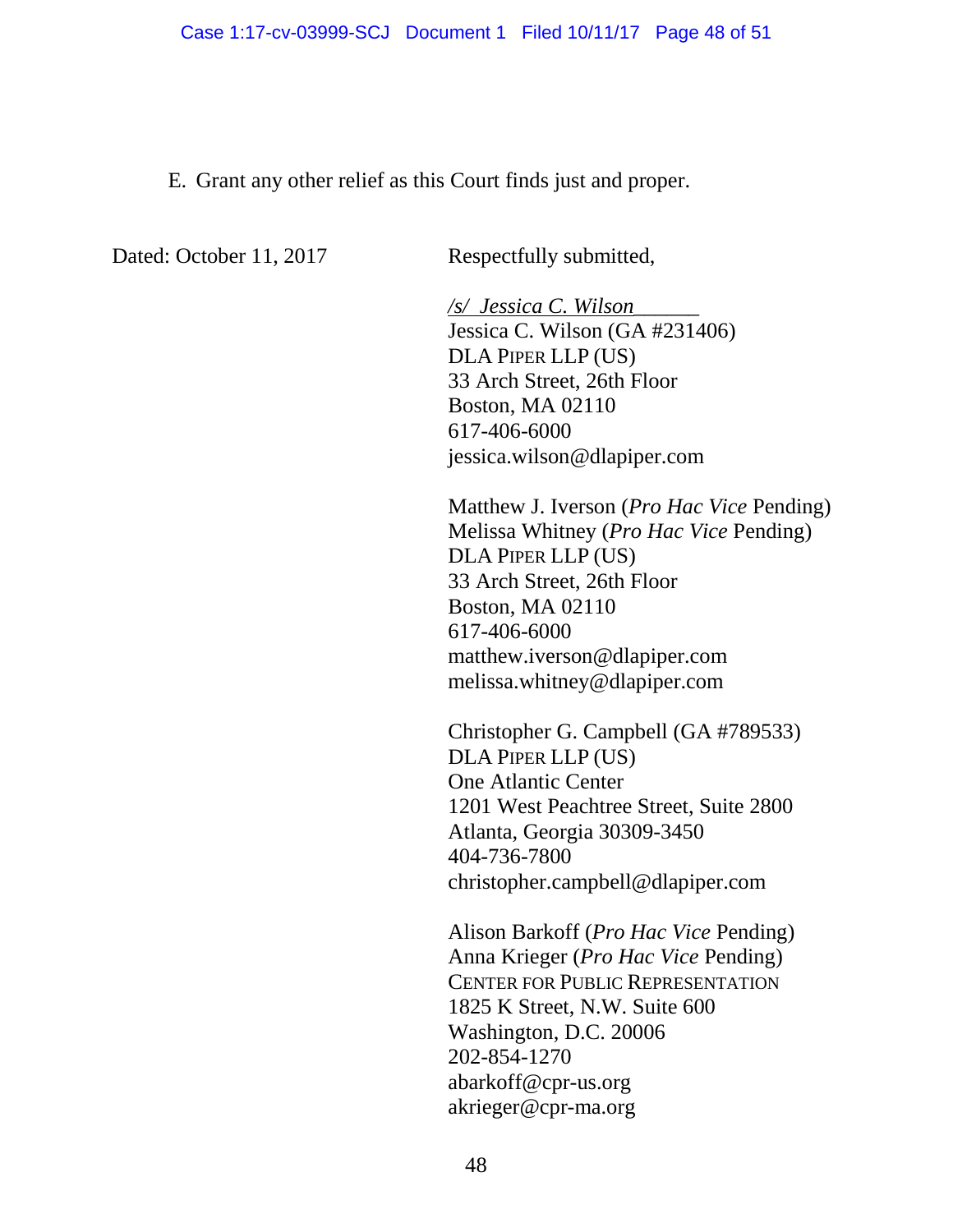E. Grant any other relief as this Court finds just and proper.

Dated: October 11, 2017

Respectfully submitted,

*/s/ Jessica C. Wilson*\_\_\_\_\_\_
Jessica C. Wilson (GA #231406)
DLA PIPER LLP (US)
33 Arch Street, 26th Floor
Boston, MA 02110
617-406-6000
jessica.wilson@dlapiper.com

Matthew J. Iverson (*Pro Hac Vice* Pending)
Melissa Whitney (*Pro Hac Vice* Pending)
DLA PIPER LLP (US)
33 Arch Street, 26th Floor
Boston, MA 02110
617-406-6000
matthew.iverson@dlapiper.com
melissa.whitney@dlapiper.com

Christopher G. Campbell (GA #789533)
DLA PIPER LLP (US)
One Atlantic Center
1201 West Peachtree Street, Suite 2800
Atlanta, Georgia 30309-3450
404-736-7800
christopher.campbell@dlapiper.com

Alison Barkoff (*Pro Hac Vice* Pending)
Anna Krieger (*Pro Hac Vice* Pending)
CENTER FOR PUBLIC REPRESENTATION
1825 K Street, N.W. Suite 600
Washington, D.C. 20006
202-854-1270
abarkoff@cpr-us.org
akrieger@cpr-ma.org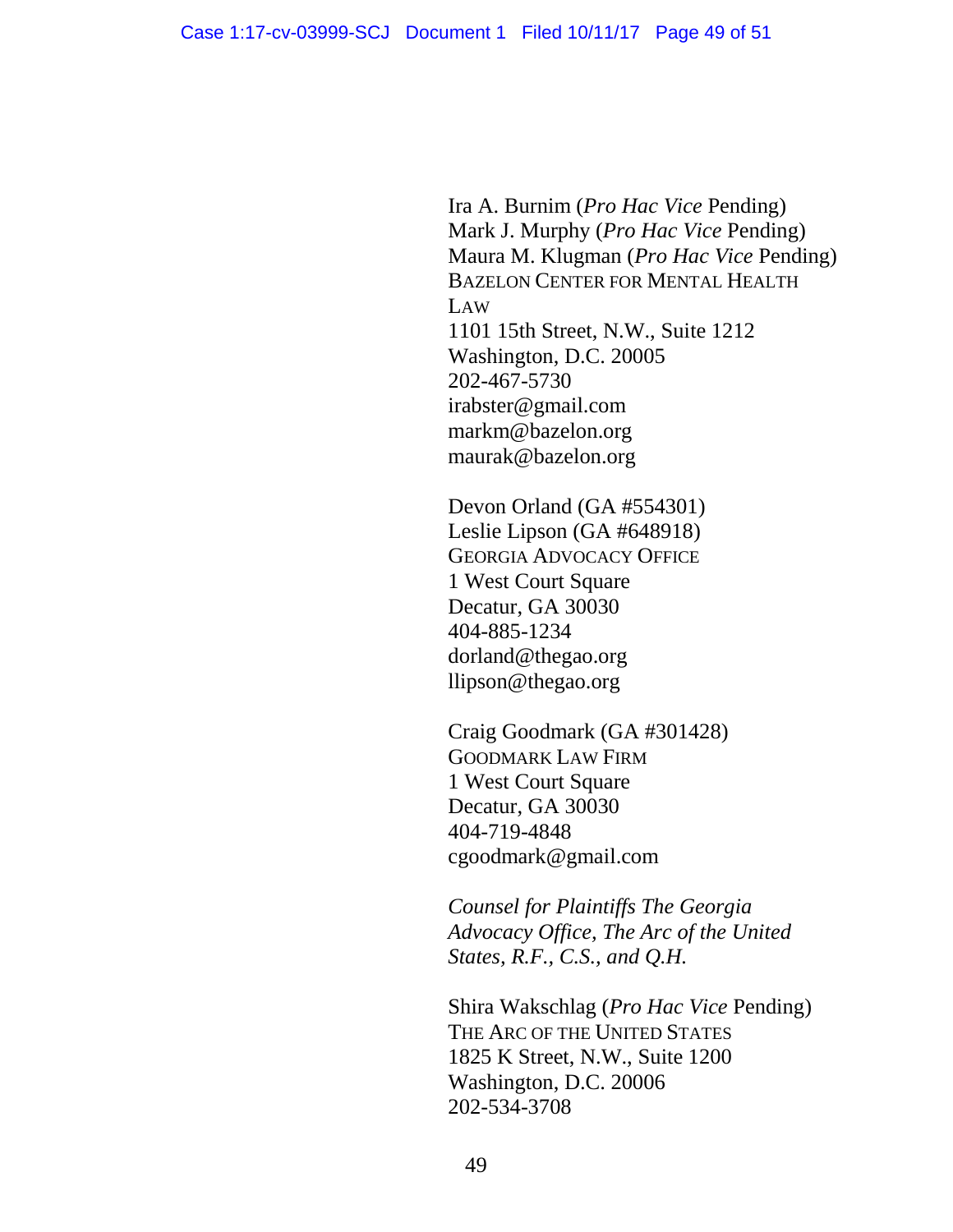Ira A. Burnim (*Pro Hac Vice* Pending)
Mark J. Murphy (*Pro Hac Vice* Pending)
Maura M. Klugman (*Pro Hac Vice* Pending)
BAZELON CENTER FOR MENTAL HEALTH LAW
1101 15th Street, N.W., Suite 1212
Washington, D.C. 20005
202-467-5730
irabster@gmail.com
markm@bazelon.org
maurak@bazelon.org

Devon Orland (GA #554301)
Leslie Lipson (GA #648918)
GEORGIA ADVOCACY OFFICE
1 West Court Square
Decatur, GA 30030
404-885-1234
dorland@thegao.org
llipson@thegao.org

Craig Goodmark (GA #301428)
GOODMARK LAW FIRM
1 West Court Square
Decatur, GA 30030
404-719-4848
cgoodmark@gmail.com

*Counsel for Plaintiffs The Georgia Advocacy Office, The Arc of the United States, R.F., C.S., and Q.H.*

Shira Wakschlag (*Pro Hac Vice* Pending)
THE ARC OF THE UNITED STATES
1825 K Street, N.W., Suite 1200
Washington, D.C. 20006
202-534-3708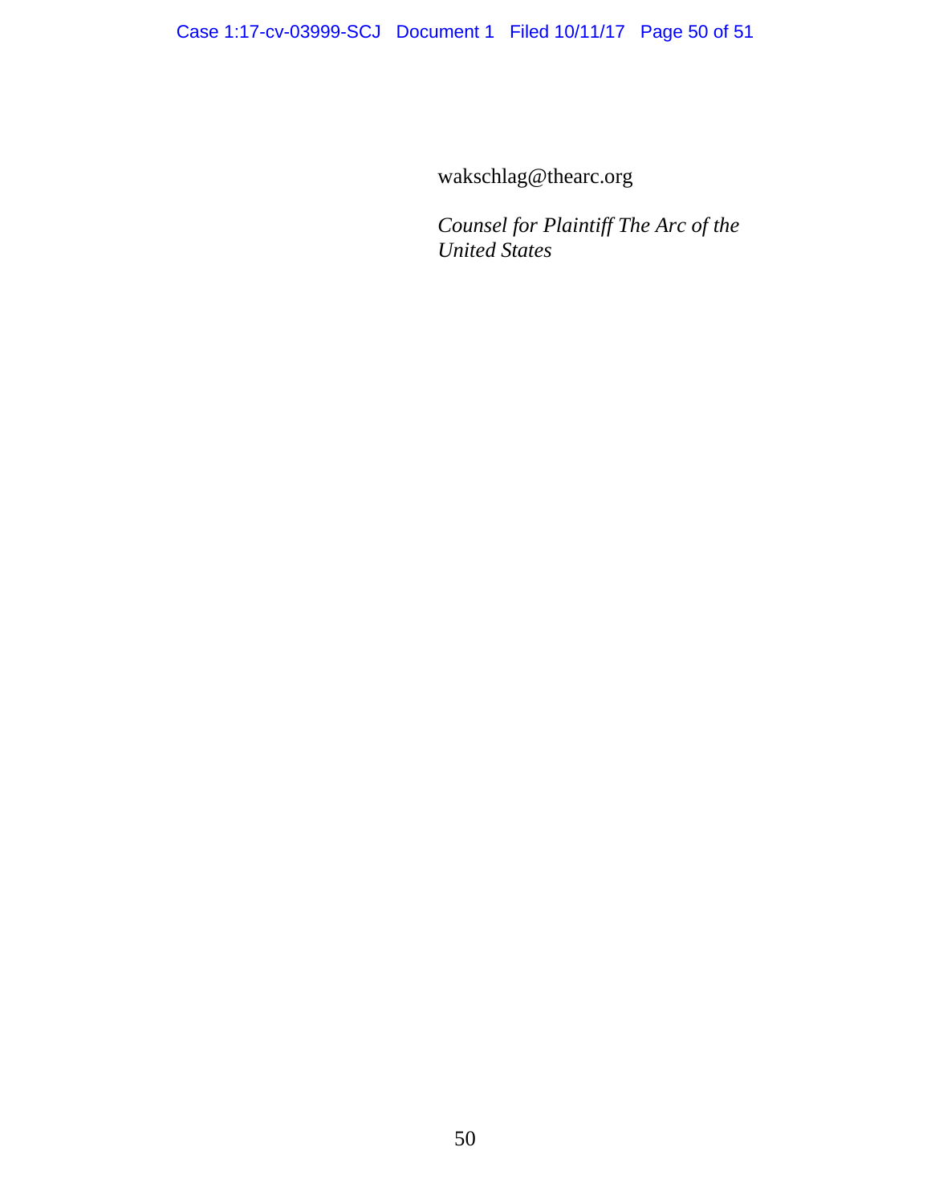wakschlag@thearc.org

*Counsel for Plaintiff The Arc of the United States*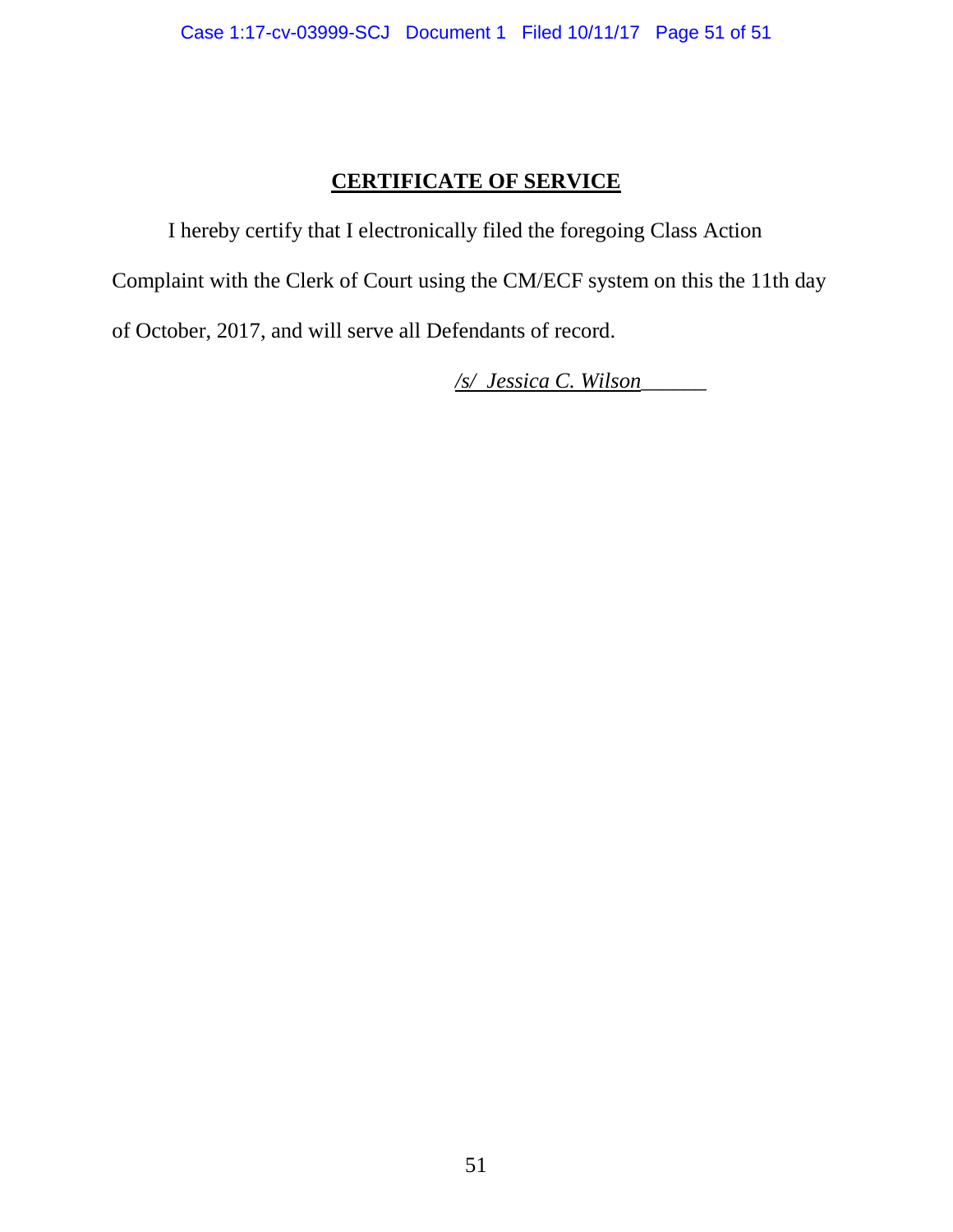**CERTIFICATE OF SERVICE**

I hereby certify that I electronically filed the foregoing Class Action Complaint with the Clerk of Court using the CM/ECF system on this the 11th day of October, 2017, and will serve all Defendants of record.

*/s/ Jessica C. Wilson*______